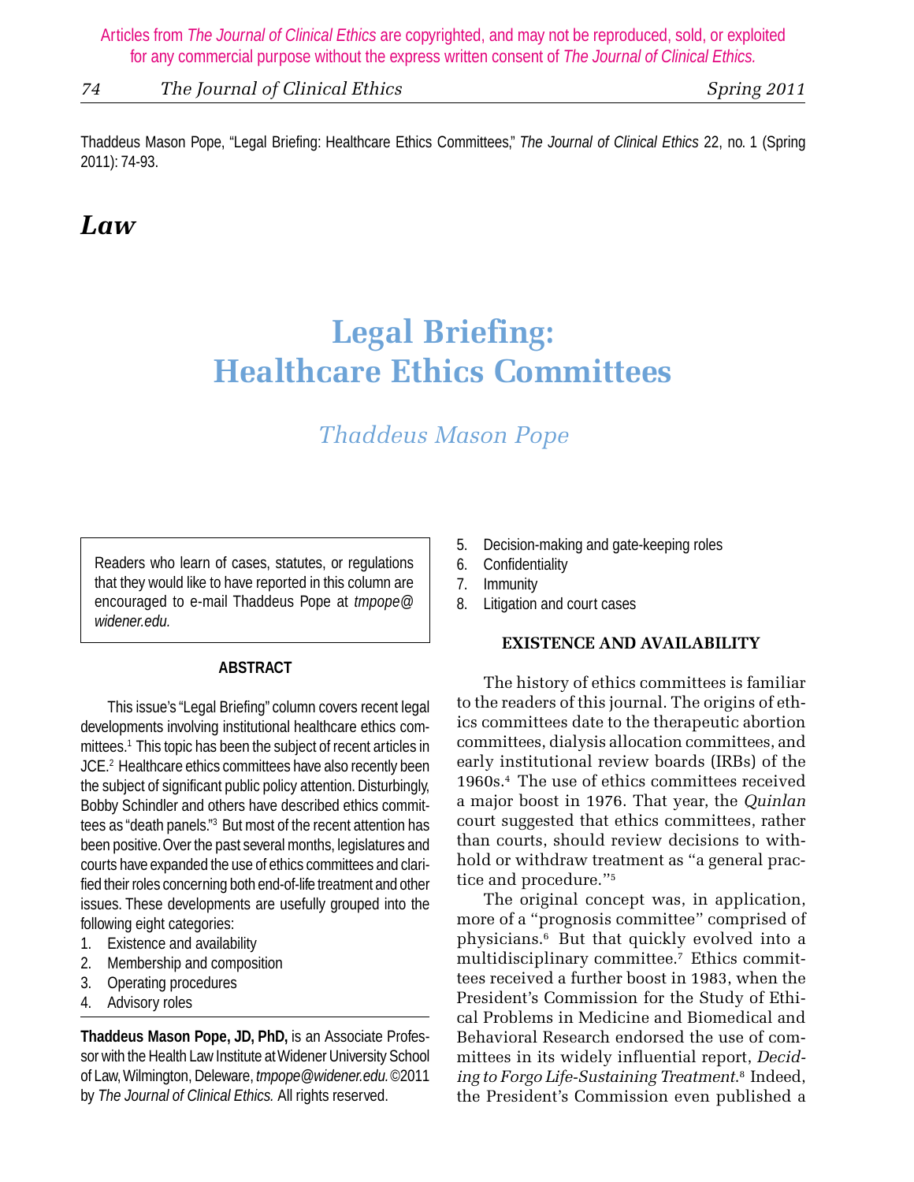Articles from *The Journal of Clinical Ethics* are copyrighted, and may not be reproduced, sold, or exploited for any commercial purpose without the express written consent of *The Journal of Clinical Ethics.*

Thaddeus Mason Pope, "Legal Briefing: Healthcare Ethics Committees," *The Journal of Clinical Ethics* 22, no. 1 (Spring 2011): 74-93.

## *Law*

# Legal Briefing: Healthcare Ethics Committees

*Thaddeus Mason Pope*

Readers who learn of cases, statutes, or regulations that they would like to have reported in this column are encouraged to e-mail Thaddeus Pope at *tmpope@widener.edu.*

### ABSTRACT

This issue's "Legal Briefing" column covers recent legal developments involving institutional healthcare ethics committees.[1] This topic has been the subject of recent articles in JCE.[2] Healthcare ethics committees have also recently been the subject of significant public policy attention. Disturbingly, Bobby Schindler and others have described ethics committees as "death panels."[3] But most of the recent attention has been positive. Over the past several months, legislatures and courts have expanded the use of ethics committees and clarified their roles concerning both end-of-life treatment and other issues. These developments are usefully grouped into the following eight categories:

1. Existence and availability
2. Membership and composition
3. Operating procedures
4. Advisory roles
5. Decision-making and gate-keeping roles
6. Confidentiality
7. Immunity
8. Litigation and court cases

**Thaddeus Mason Pope, JD, PhD,** is an Associate Professor with the Health Law Institute at Widener University School of Law, Wilmington, Deleware, *tmpope@widener.edu.* ©2011 by *The Journal of Clinical Ethics.* All rights reserved.

### EXISTENCE AND AVAILABILITY

The history of ethics committees is familiar to the readers of this journal. The origins of ethics committees date to the therapeutic abortion committees, dialysis allocation committees, and early institutional review boards (IRBs) of the 1960s.[4] The use of ethics committees received a major boost in 1976. That year, the *Quinlan* court suggested that ethics committees, rather than courts, should review decisions to withhold or withdraw treatment as "a general practice and procedure."[5]

The original concept was, in application, more of a "prognosis committee" comprised of physicians.[6] But that quickly evolved into a multidisciplinary committee.[7] Ethics committees received a further boost in 1983, when the President's Commission for the Study of Ethical Problems in Medicine and Biomedical and Behavioral Research endorsed the use of committees in its widely influential report, *Deciding to Forgo Life-Sustaining Treatment*.[8] Indeed, the President's Commission even published a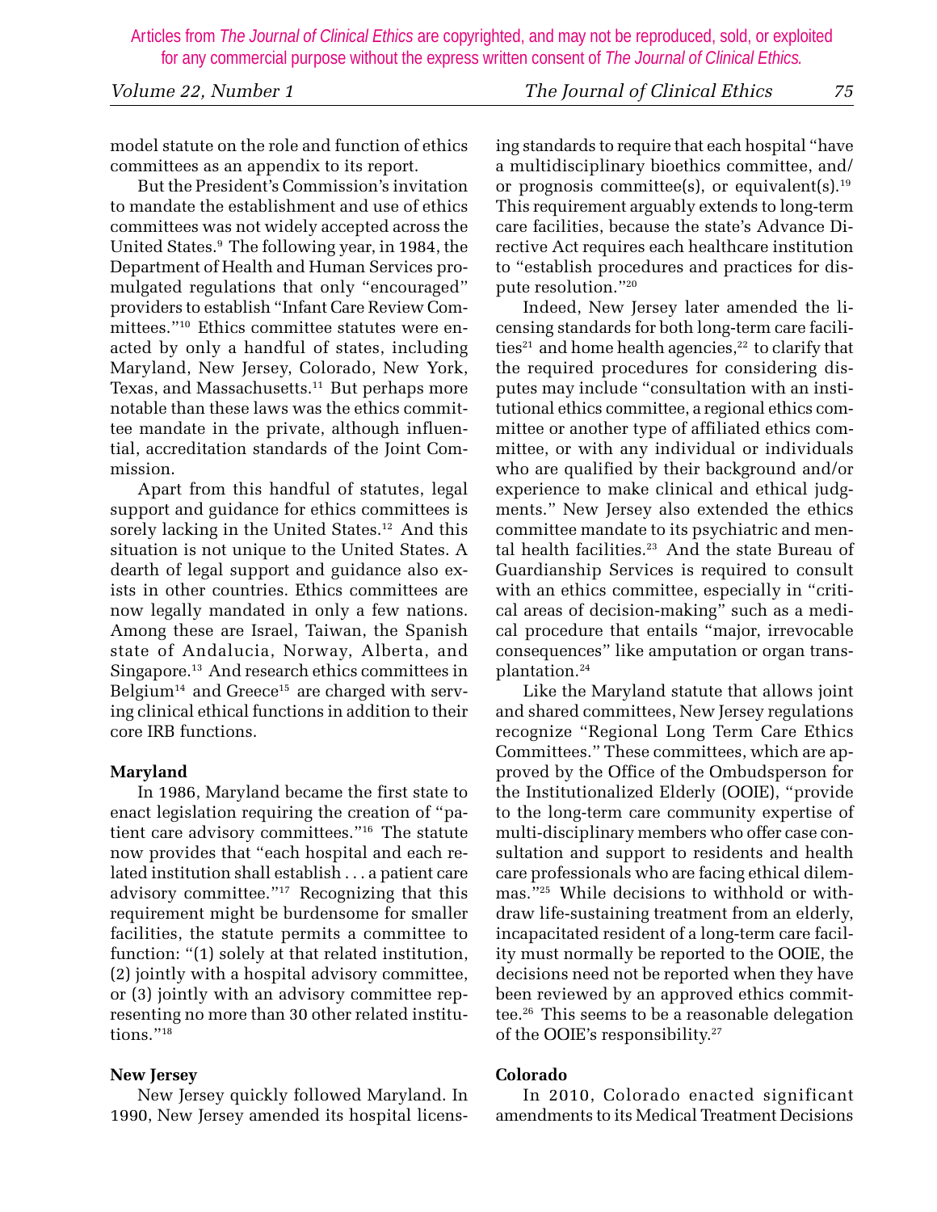model statute on the role and function of ethics committees as an appendix to its report.

But the President's Commission's invitation to mandate the establishment and use of ethics committees was not widely accepted across the United States.[9] The following year, in 1984, the Department of Health and Human Services promulgated regulations that only "encouraged" providers to establish "Infant Care Review Committees."[10] Ethics committee statutes were enacted by only a handful of states, including Maryland, New Jersey, Colorado, New York, Texas, and Massachusetts.[11] But perhaps more notable than these laws was the ethics committee mandate in the private, although influential, accreditation standards of the Joint Commission.

Apart from this handful of statutes, legal support and guidance for ethics committees is sorely lacking in the United States.[12] And this situation is not unique to the United States. A dearth of legal support and guidance also exists in other countries. Ethics committees are now legally mandated in only a few nations. Among these are Israel, Taiwan, the Spanish state of Andalucia, Norway, Alberta, and Singapore.[13] And research ethics committees in Belgium[14] and Greece[15] are charged with serving clinical ethical functions in addition to their core IRB functions.

**Maryland**

In 1986, Maryland became the first state to enact legislation requiring the creation of "patient care advisory committees."[16] The statute now provides that "each hospital and each related institution shall establish . . . a patient care advisory committee."[17] Recognizing that this requirement might be burdensome for smaller facilities, the statute permits a committee to function: "(1) solely at that related institution, (2) jointly with a hospital advisory committee, or (3) jointly with an advisory committee representing no more than 30 other related institutions."[18]

**New Jersey**

New Jersey quickly followed Maryland. In 1990, New Jersey amended its hospital licensing standards to require that each hospital "have a multidisciplinary bioethics committee, and/or prognosis committee(s), or equivalent(s).[19] This requirement arguably extends to long-term care facilities, because the state's Advance Directive Act requires each healthcare institution to "establish procedures and practices for dispute resolution."[20]

Indeed, New Jersey later amended the licensing standards for both long-term care facilities[21] and home health agencies,[22] to clarify that the required procedures for considering disputes may include "consultation with an institutional ethics committee, a regional ethics committee or another type of affiliated ethics committee, or with any individual or individuals who are qualified by their background and/or experience to make clinical and ethical judgments." New Jersey also extended the ethics committee mandate to its psychiatric and mental health facilities.[23] And the state Bureau of Guardianship Services is required to consult with an ethics committee, especially in "critical areas of decision-making" such as a medical procedure that entails "major, irrevocable consequences" like amputation or organ transplantation.[24]

Like the Maryland statute that allows joint and shared committees, New Jersey regulations recognize "Regional Long Term Care Ethics Committees." These committees, which are approved by the Office of the Ombudsperson for the Institutionalized Elderly (OOIE), "provide to the long-term care community expertise of multi-disciplinary members who offer case consultation and support to residents and health care professionals who are facing ethical dilemmas."[25] While decisions to withhold or withdraw life-sustaining treatment from an elderly, incapacitated resident of a long-term care facility must normally be reported to the OOIE, the decisions need not be reported when they have been reviewed by an approved ethics committee.[26] This seems to be a reasonable delegation of the OOIE's responsibility.[27]

**Colorado**

In 2010, Colorado enacted significant amendments to its Medical Treatment Decisions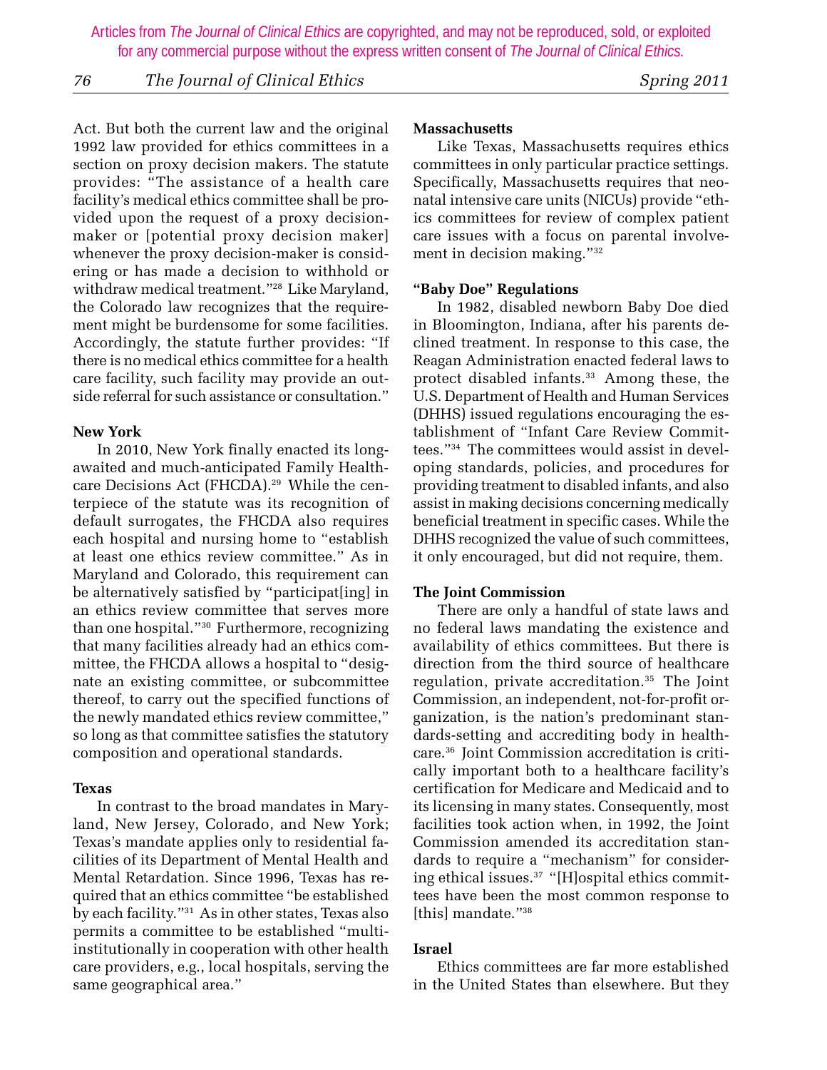Act. But both the current law and the original 1992 law provided for ethics committees in a section on proxy decision makers. The statute provides: "The assistance of a health care facility's medical ethics committee shall be provided upon the request of a proxy decision-maker or [potential proxy decision maker] whenever the proxy decision-maker is considering or has made a decision to withhold or withdraw medical treatment."[28] Like Maryland, the Colorado law recognizes that the requirement might be burdensome for some facilities. Accordingly, the statute further provides: "If there is no medical ethics committee for a health care facility, such facility may provide an outside referral for such assistance or consultation."

**New York**

In 2010, New York finally enacted its long-awaited and much-anticipated Family Healthcare Decisions Act (FHCDA).[29] While the centerpiece of the statute was its recognition of default surrogates, the FHCDA also requires each hospital and nursing home to "establish at least one ethics review committee." As in Maryland and Colorado, this requirement can be alternatively satisfied by "participat[ing] in an ethics review committee that serves more than one hospital."[30] Furthermore, recognizing that many facilities already had an ethics committee, the FHCDA allows a hospital to "designate an existing committee, or subcommittee thereof, to carry out the specified functions of the newly mandated ethics review committee," so long as that committee satisfies the statutory composition and operational standards.

**Texas**

In contrast to the broad mandates in Maryland, New Jersey, Colorado, and New York; Texas's mandate applies only to residential facilities of its Department of Mental Health and Mental Retardation. Since 1996, Texas has required that an ethics committee "be established by each facility."[31] As in other states, Texas also permits a committee to be established "multi-institutionally in cooperation with other health care providers, e.g., local hospitals, serving the same geographical area."

**Massachusetts**

Like Texas, Massachusetts requires ethics committees in only particular practice settings. Specifically, Massachusetts requires that neonatal intensive care units (NICUs) provide "ethics committees for review of complex patient care issues with a focus on parental involvement in decision making."[32]

**"Baby Doe" Regulations**

In 1982, disabled newborn Baby Doe died in Bloomington, Indiana, after his parents declined treatment. In response to this case, the Reagan Administration enacted federal laws to protect disabled infants.[33] Among these, the U.S. Department of Health and Human Services (DHHS) issued regulations encouraging the establishment of "Infant Care Review Committees."[34] The committees would assist in developing standards, policies, and procedures for providing treatment to disabled infants, and also assist in making decisions concerning medically beneficial treatment in specific cases. While the DHHS recognized the value of such committees, it only encouraged, but did not require, them.

**The Joint Commission**

There are only a handful of state laws and no federal laws mandating the existence and availability of ethics committees. But there is direction from the third source of healthcare regulation, private accreditation.[35] The Joint Commission, an independent, not-for-profit organization, is the nation's predominant standards-setting and accrediting body in healthcare.[36] Joint Commission accreditation is critically important both to a healthcare facility's certification for Medicare and Medicaid and to its licensing in many states. Consequently, most facilities took action when, in 1992, the Joint Commission amended its accreditation standards to require a "mechanism" for considering ethical issues.[37] "[H]ospital ethics committees have been the most common response to [this] mandate."[38]

**Israel**

Ethics committees are far more established in the United States than elsewhere. But they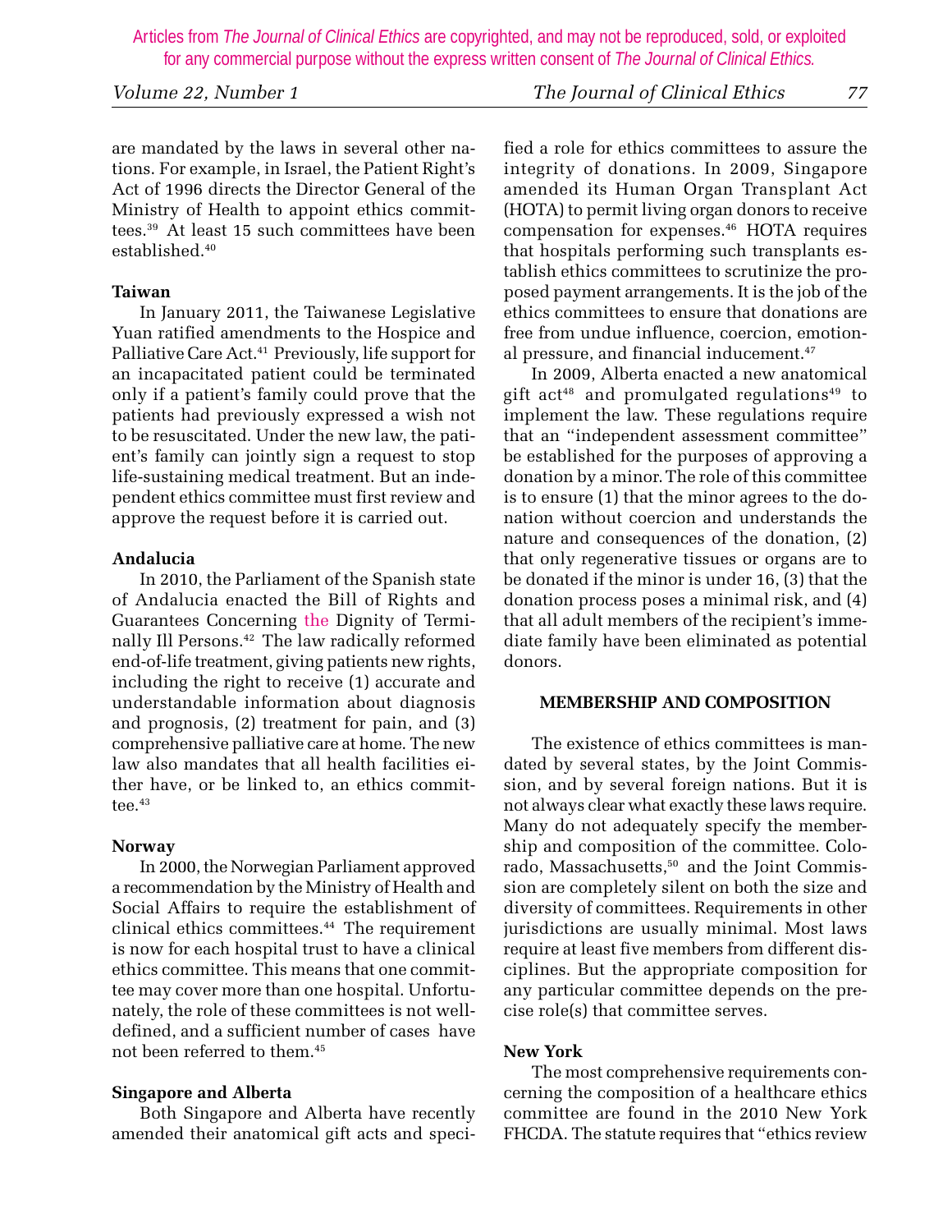are mandated by the laws in several other nations. For example, in Israel, the Patient Right's Act of 1996 directs the Director General of the Ministry of Health to appoint ethics committees.[39] At least 15 such committees have been established.[40]

**Taiwan**

In January 2011, the Taiwanese Legislative Yuan ratified amendments to the Hospice and Palliative Care Act.[41] Previously, life support for an incapacitated patient could be terminated only if a patient's family could prove that the patients had previously expressed a wish not to be resuscitated. Under the new law, the patient's family can jointly sign a request to stop life-sustaining medical treatment. But an independent ethics committee must first review and approve the request before it is carried out.

**Andalucia**

In 2010, the Parliament of the Spanish state of Andalucia enacted the Bill of Rights and Guarantees Concerning the Dignity of Terminally Ill Persons.[42] The law radically reformed end-of-life treatment, giving patients new rights, including the right to receive (1) accurate and understandable information about diagnosis and prognosis, (2) treatment for pain, and (3) comprehensive palliative care at home. The new law also mandates that all health facilities either have, or be linked to, an ethics committee.[43]

**Norway**

In 2000, the Norwegian Parliament approved a recommendation by the Ministry of Health and Social Affairs to require the establishment of clinical ethics committees.[44] The requirement is now for each hospital trust to have a clinical ethics committee. This means that one committee may cover more than one hospital. Unfortunately, the role of these committees is not well-defined, and a sufficient number of cases have not been referred to them.[45]

**Singapore and Alberta**

Both Singapore and Alberta have recently amended their anatomical gift acts and specified a role for ethics committees to assure the integrity of donations. In 2009, Singapore amended its Human Organ Transplant Act (HOTA) to permit living organ donors to receive compensation for expenses.[46] HOTA requires that hospitals performing such transplants establish ethics committees to scrutinize the proposed payment arrangements. It is the job of the ethics committees to ensure that donations are free from undue influence, coercion, emotional pressure, and financial inducement.[47]

In 2009, Alberta enacted a new anatomical gift act[48] and promulgated regulations[49] to implement the law. These regulations require that an "independent assessment committee" be established for the purposes of approving a donation by a minor. The role of this committee is to ensure (1) that the minor agrees to the donation without coercion and understands the nature and consequences of the donation, (2) that only regenerative tissues or organs are to be donated if the minor is under 16, (3) that the donation process poses a minimal risk, and (4) that all adult members of the recipient's immediate family have been eliminated as potential donors.

## MEMBERSHIP AND COMPOSITION

The existence of ethics committees is mandated by several states, by the Joint Commission, and by several foreign nations. But it is not always clear what exactly these laws require. Many do not adequately specify the membership and composition of the committee. Colorado, Massachusetts,[50] and the Joint Commission are completely silent on both the size and diversity of committees. Requirements in other jurisdictions are usually minimal. Most laws require at least five members from different disciplines. But the appropriate composition for any particular committee depends on the precise role(s) that committee serves.

**New York**

The most comprehensive requirements concerning the composition of a healthcare ethics committee are found in the 2010 New York FHCDA. The statute requires that "ethics review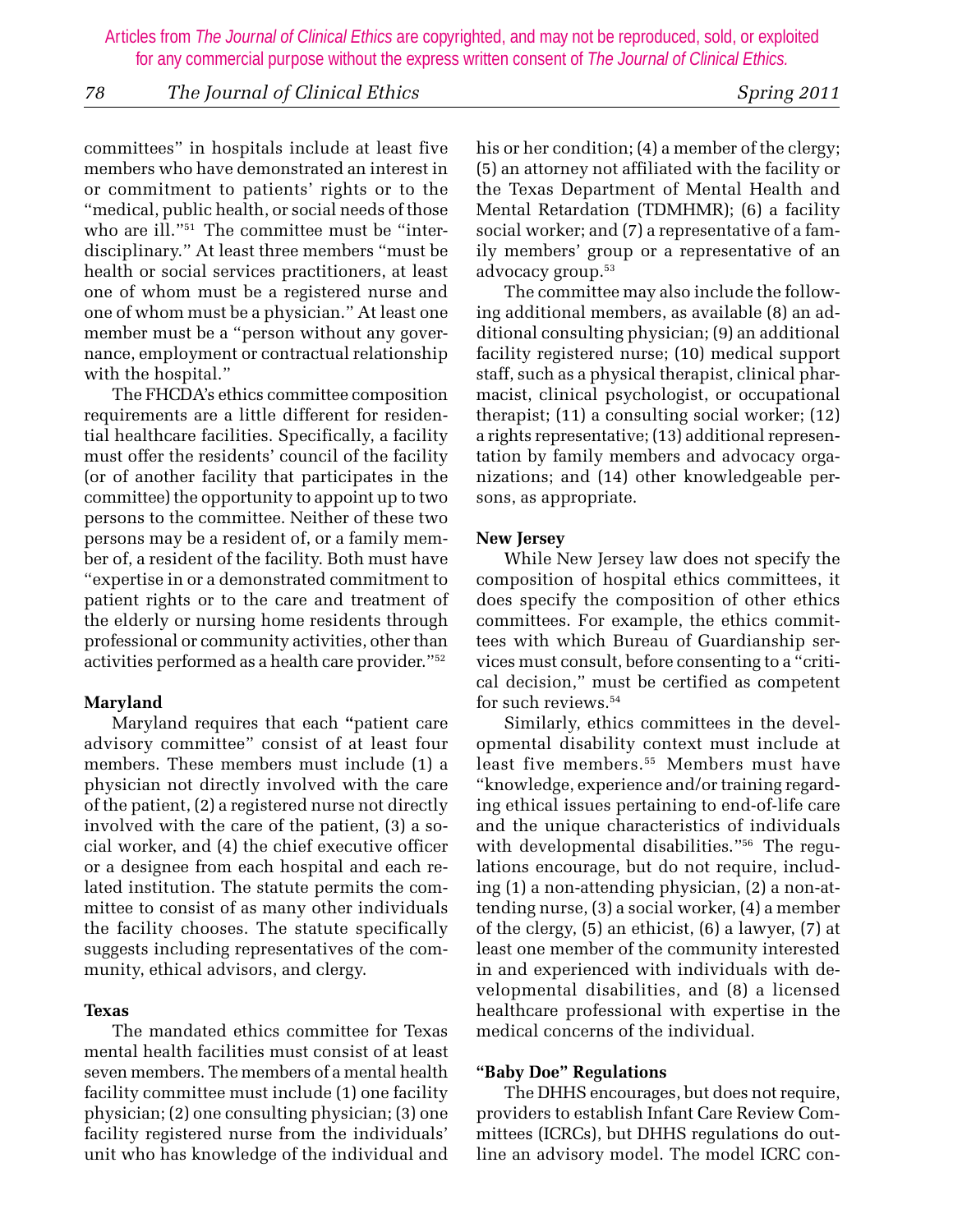committees" in hospitals include at least five members who have demonstrated an interest in or commitment to patients' rights or to the "medical, public health, or social needs of those who are ill."[51] The committee must be "interdisciplinary." At least three members "must be health or social services practitioners, at least one of whom must be a registered nurse and one of whom must be a physician." At least one member must be a "person without any governance, employment or contractual relationship with the hospital."

The FHCDA's ethics committee composition requirements are a little different for residential healthcare facilities. Specifically, a facility must offer the residents' council of the facility (or of another facility that participates in the committee) the opportunity to appoint up to two persons to the committee. Neither of these two persons may be a resident of, or a family member of, a resident of the facility. Both must have "expertise in or a demonstrated commitment to patient rights or to the care and treatment of the elderly or nursing home residents through professional or community activities, other than activities performed as a health care provider."[52]

**Maryland**

Maryland requires that each "patient care advisory committee" consist of at least four members. These members must include (1) a physician not directly involved with the care of the patient, (2) a registered nurse not directly involved with the care of the patient, (3) a social worker, and (4) the chief executive officer or a designee from each hospital and each related institution. The statute permits the committee to consist of as many other individuals the facility chooses. The statute specifically suggests including representatives of the community, ethical advisors, and clergy.

**Texas**

The mandated ethics committee for Texas mental health facilities must consist of at least seven members. The members of a mental health facility committee must include (1) one facility physician; (2) one consulting physician; (3) one facility registered nurse from the individuals' unit who has knowledge of the individual and his or her condition; (4) a member of the clergy; (5) an attorney not affiliated with the facility or the Texas Department of Mental Health and Mental Retardation (TDMHMR); (6) a facility social worker; and (7) a representative of a family members' group or a representative of an advocacy group.[53]

The committee may also include the following additional members, as available (8) an additional consulting physician; (9) an additional facility registered nurse; (10) medical support staff, such as a physical therapist, clinical pharmacist, clinical psychologist, or occupational therapist; (11) a consulting social worker; (12) a rights representative; (13) additional representation by family members and advocacy organizations; and (14) other knowledgeable persons, as appropriate.

**New Jersey**

While New Jersey law does not specify the composition of hospital ethics committees, it does specify the composition of other ethics committees. For example, the ethics committees with which Bureau of Guardianship services must consult, before consenting to a "critical decision," must be certified as competent for such reviews.[54]

Similarly, ethics committees in the developmental disability context must include at least five members.[55] Members must have "knowledge, experience and/or training regarding ethical issues pertaining to end-of-life care and the unique characteristics of individuals with developmental disabilities."[56] The regulations encourage, but do not require, including (1) a non-attending physician, (2) a non-attending nurse, (3) a social worker, (4) a member of the clergy, (5) an ethicist, (6) a lawyer, (7) at least one member of the community interested in and experienced with individuals with developmental disabilities, and (8) a licensed healthcare professional with expertise in the medical concerns of the individual.

**"Baby Doe" Regulations**

The DHHS encourages, but does not require, providers to establish Infant Care Review Committees (ICRCs), but DHHS regulations do outline an advisory model. The model ICRC con-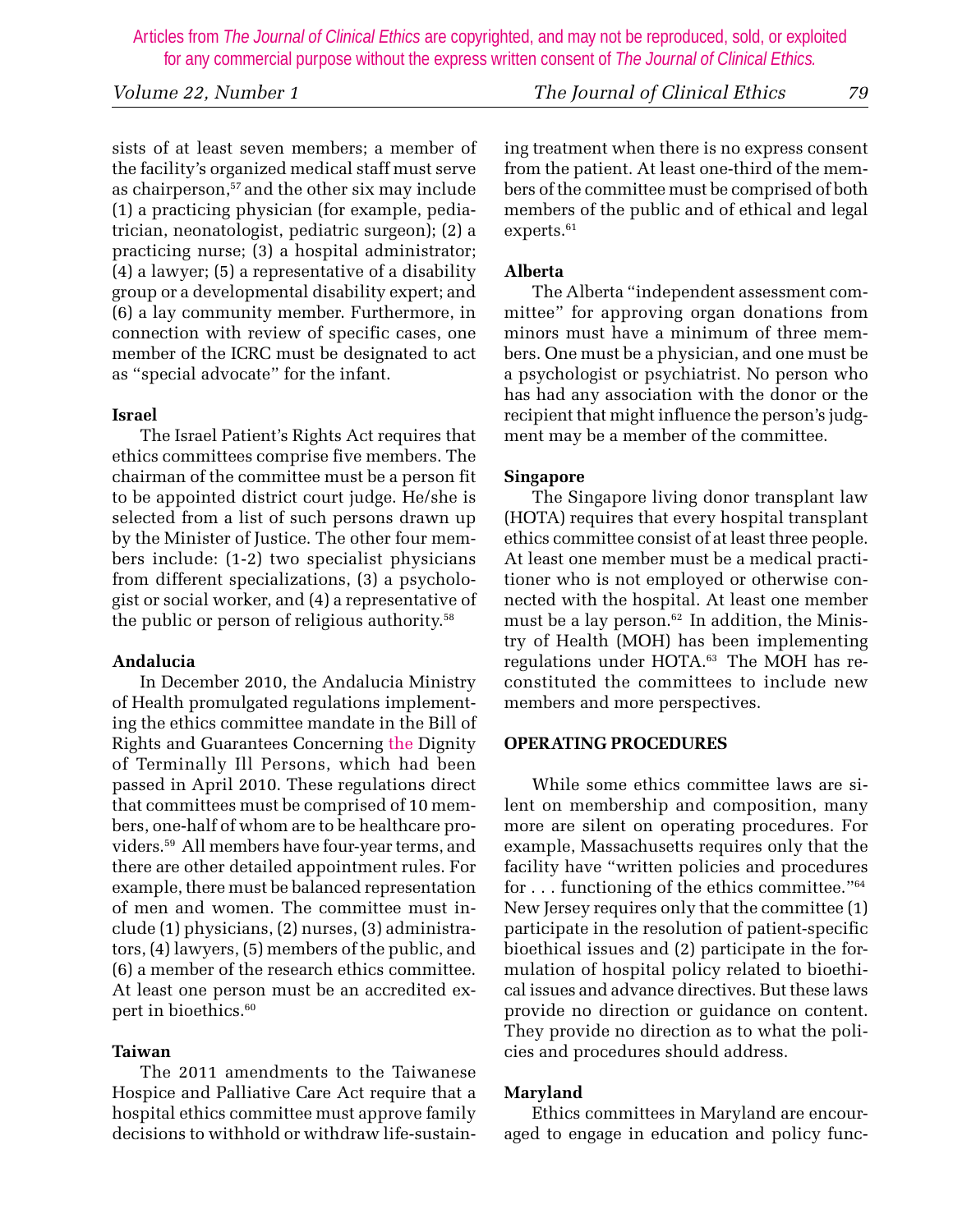sists of at least seven members; a member of the facility's organized medical staff must serve as chairperson,[57] and the other six may include (1) a practicing physician (for example, pediatrician, neonatologist, pediatric surgeon); (2) a practicing nurse; (3) a hospital administrator; (4) a lawyer; (5) a representative of a disability group or a developmental disability expert; and (6) a lay community member. Furthermore, in connection with review of specific cases, one member of the ICRC must be designated to act as "special advocate" for the infant.

**Israel**

The Israel Patient's Rights Act requires that ethics committees comprise five members. The chairman of the committee must be a person fit to be appointed district court judge. He/she is selected from a list of such persons drawn up by the Minister of Justice. The other four members include: (1-2) two specialist physicians from different specializations, (3) a psychologist or social worker, and (4) a representative of the public or person of religious authority.[58]

**Andalucia**

In December 2010, the Andalucia Ministry of Health promulgated regulations implementing the ethics committee mandate in the Bill of Rights and Guarantees Concerning the Dignity of Terminally Ill Persons, which had been passed in April 2010. These regulations direct that committees must be comprised of 10 members, one-half of whom are to be healthcare providers.[59] All members have four-year terms, and there are other detailed appointment rules. For example, there must be balanced representation of men and women. The committee must include (1) physicians, (2) nurses, (3) administrators, (4) lawyers, (5) members of the public, and (6) a member of the research ethics committee. At least one person must be an accredited expert in bioethics.[60]

**Taiwan**

The 2011 amendments to the Taiwanese Hospice and Palliative Care Act require that a hospital ethics committee must approve family decisions to withhold or withdraw life-sustaining treatment when there is no express consent from the patient. At least one-third of the members of the committee must be comprised of both members of the public and of ethical and legal experts.[61]

**Alberta**

The Alberta "independent assessment committee" for approving organ donations from minors must have a minimum of three members. One must be a physician, and one must be a psychologist or psychiatrist. No person who has had any association with the donor or the recipient that might influence the person's judgment may be a member of the committee.

**Singapore**

The Singapore living donor transplant law (HOTA) requires that every hospital transplant ethics committee consist of at least three people. At least one member must be a medical practitioner who is not employed or otherwise connected with the hospital. At least one member must be a lay person.[62] In addition, the Ministry of Health (MOH) has been implementing regulations under HOTA.[63] The MOH has reconstituted the committees to include new members and more perspectives.

## OPERATING PROCEDURES

While some ethics committee laws are silent on membership and composition, many more are silent on operating procedures. For example, Massachusetts requires only that the facility have "written policies and procedures for . . . functioning of the ethics committee."[64] New Jersey requires only that the committee (1) participate in the resolution of patient-specific bioethical issues and (2) participate in the formulation of hospital policy related to bioethical issues and advance directives. But these laws provide no direction or guidance on content. They provide no direction as to what the policies and procedures should address.

**Maryland**

Ethics committees in Maryland are encouraged to engage in education and policy func-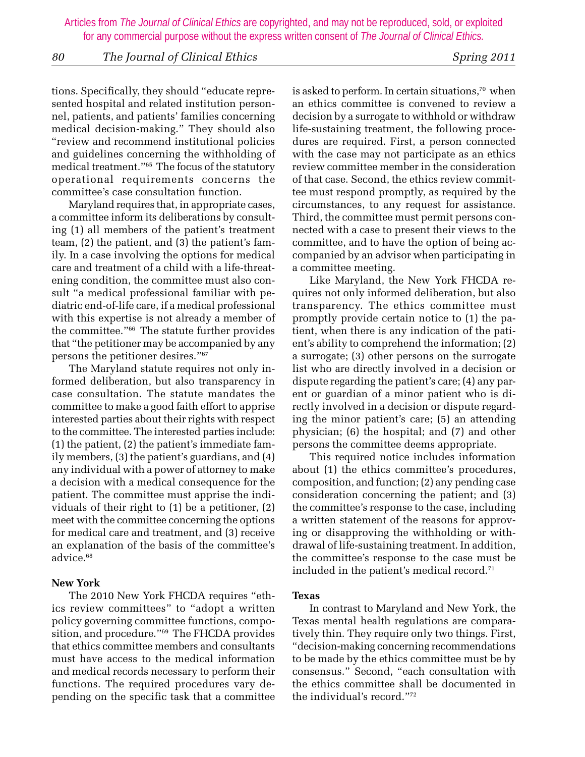tions. Specifically, they should "educate represented hospital and related institution personnel, patients, and patients' families concerning medical decision-making." They should also "review and recommend institutional policies and guidelines concerning the withholding of medical treatment."[65] The focus of the statutory operational requirements concerns the committee's case consultation function.

Maryland requires that, in appropriate cases, a committee inform its deliberations by consulting (1) all members of the patient's treatment team, (2) the patient, and (3) the patient's family. In a case involving the options for medical care and treatment of a child with a life-threatening condition, the committee must also consult "a medical professional familiar with pediatric end-of-life care, if a medical professional with this expertise is not already a member of the committee."[66] The statute further provides that "the petitioner may be accompanied by any persons the petitioner desires."[67]

The Maryland statute requires not only informed deliberation, but also transparency in case consultation. The statute mandates the committee to make a good faith effort to apprise interested parties about their rights with respect to the committee. The interested parties include: (1) the patient, (2) the patient's immediate family members, (3) the patient's guardians, and (4) any individual with a power of attorney to make a decision with a medical consequence for the patient. The committee must apprise the individuals of their right to (1) be a petitioner, (2) meet with the committee concerning the options for medical care and treatment, and (3) receive an explanation of the basis of the committee's advice.[68]

**New York**

The 2010 New York FHCDA requires "ethics review committees" to "adopt a written policy governing committee functions, composition, and procedure."[69] The FHCDA provides that ethics committee members and consultants must have access to the medical information and medical records necessary to perform their functions. The required procedures vary depending on the specific task that a committee is asked to perform. In certain situations,[70] when an ethics committee is convened to review a decision by a surrogate to withhold or withdraw life-sustaining treatment, the following procedures are required. First, a person connected with the case may not participate as an ethics review committee member in the consideration of that case. Second, the ethics review committee must respond promptly, as required by the circumstances, to any request for assistance. Third, the committee must permit persons connected with a case to present their views to the committee, and to have the option of being accompanied by an advisor when participating in a committee meeting.

Like Maryland, the New York FHCDA requires not only informed deliberation, but also transparency. The ethics committee must promptly provide certain notice to (1) the patient, when there is any indication of the patient's ability to comprehend the information; (2) a surrogate; (3) other persons on the surrogate list who are directly involved in a decision or dispute regarding the patient's care; (4) any parent or guardian of a minor patient who is directly involved in a decision or dispute regarding the minor patient's care; (5) an attending physician; (6) the hospital; and (7) and other persons the committee deems appropriate.

This required notice includes information about (1) the ethics committee's procedures, composition, and function; (2) any pending case consideration concerning the patient; and (3) the committee's response to the case, including a written statement of the reasons for approving or disapproving the withholding or withdrawal of life-sustaining treatment. In addition, the committee's response to the case must be included in the patient's medical record.[71]

**Texas**

In contrast to Maryland and New York, the Texas mental health regulations are comparatively thin. They require only two things. First, "decision-making concerning recommendations to be made by the ethics committee must be by consensus." Second, "each consultation with the ethics committee shall be documented in the individual's record."[72]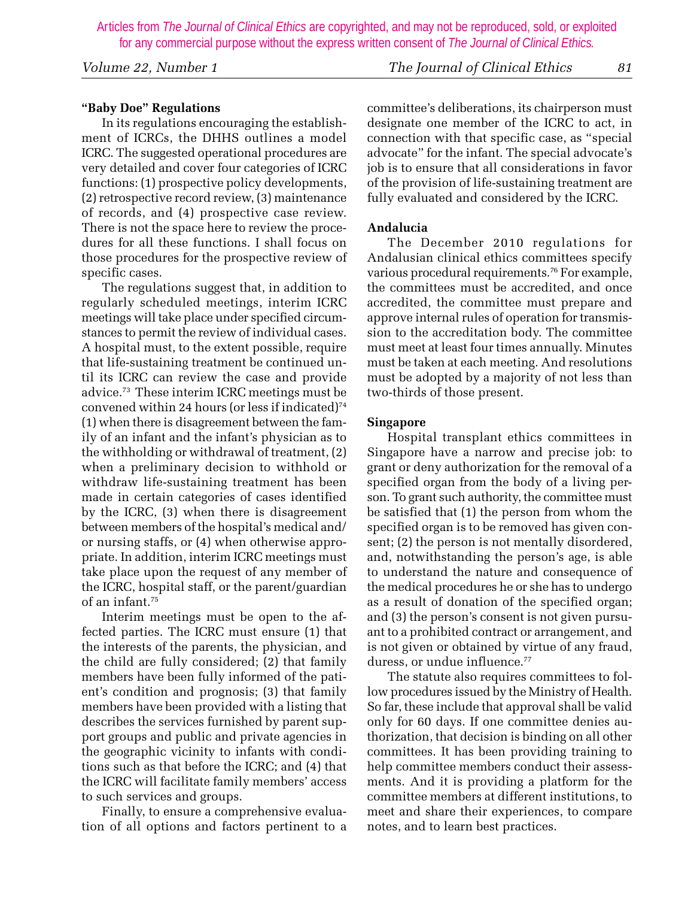### "Baby Doe" Regulations

In its regulations encouraging the establishment of ICRCs, the DHHS outlines a model ICRC. The suggested operational procedures are very detailed and cover four categories of ICRC functions: (1) prospective policy developments, (2) retrospective record review, (3) maintenance of records, and (4) prospective case review. There is not the space here to review the procedures for all these functions. I shall focus on those procedures for the prospective review of specific cases.

The regulations suggest that, in addition to regularly scheduled meetings, interim ICRC meetings will take place under specified circumstances to permit the review of individual cases. A hospital must, to the extent possible, require that life-sustaining treatment be continued until its ICRC can review the case and provide advice.[73] These interim ICRC meetings must be convened within 24 hours (or less if indicated)[74] (1) when there is disagreement between the family of an infant and the infant's physician as to the withholding or withdrawal of treatment, (2) when a preliminary decision to withhold or withdraw life-sustaining treatment has been made in certain categories of cases identified by the ICRC, (3) when there is disagreement between members of the hospital's medical and/or nursing staffs, or (4) when otherwise appropriate. In addition, interim ICRC meetings must take place upon the request of any member of the ICRC, hospital staff, or the parent/guardian of an infant.[75]

Interim meetings must be open to the affected parties. The ICRC must ensure (1) that the interests of the parents, the physician, and the child are fully considered; (2) that family members have been fully informed of the patient's condition and prognosis; (3) that family members have been provided with a listing that describes the services furnished by parent support groups and public and private agencies in the geographic vicinity to infants with conditions such as that before the ICRC; and (4) that the ICRC will facilitate family members' access to such services and groups.

Finally, to ensure a comprehensive evaluation of all options and factors pertinent to a committee's deliberations, its chairperson must designate one member of the ICRC to act, in connection with that specific case, as "special advocate" for the infant. The special advocate's job is to ensure that all considerations in favor of the provision of life-sustaining treatment are fully evaluated and considered by the ICRC.

### Andalucia

The December 2010 regulations for Andalusian clinical ethics committees specify various procedural requirements.[76] For example, the committees must be accredited, and once accredited, the committee must prepare and approve internal rules of operation for transmission to the accreditation body. The committee must meet at least four times annually. Minutes must be taken at each meeting. And resolutions must be adopted by a majority of not less than two-thirds of those present.

### Singapore

Hospital transplant ethics committees in Singapore have a narrow and precise job: to grant or deny authorization for the removal of a specified organ from the body of a living person. To grant such authority, the committee must be satisfied that (1) the person from whom the specified organ is to be removed has given consent; (2) the person is not mentally disordered, and, notwithstanding the person's age, is able to understand the nature and consequence of the medical procedures he or she has to undergo as a result of donation of the specified organ; and (3) the person's consent is not given pursuant to a prohibited contract or arrangement, and is not given or obtained by virtue of any fraud, duress, or undue influence.[77]

The statute also requires committees to follow procedures issued by the Ministry of Health. So far, these include that approval shall be valid only for 60 days. If one committee denies authorization, that decision is binding on all other committees. It has been providing training to help committee members conduct their assessments. And it is providing a platform for the committee members at different institutions, to meet and share their experiences, to compare notes, and to learn best practices.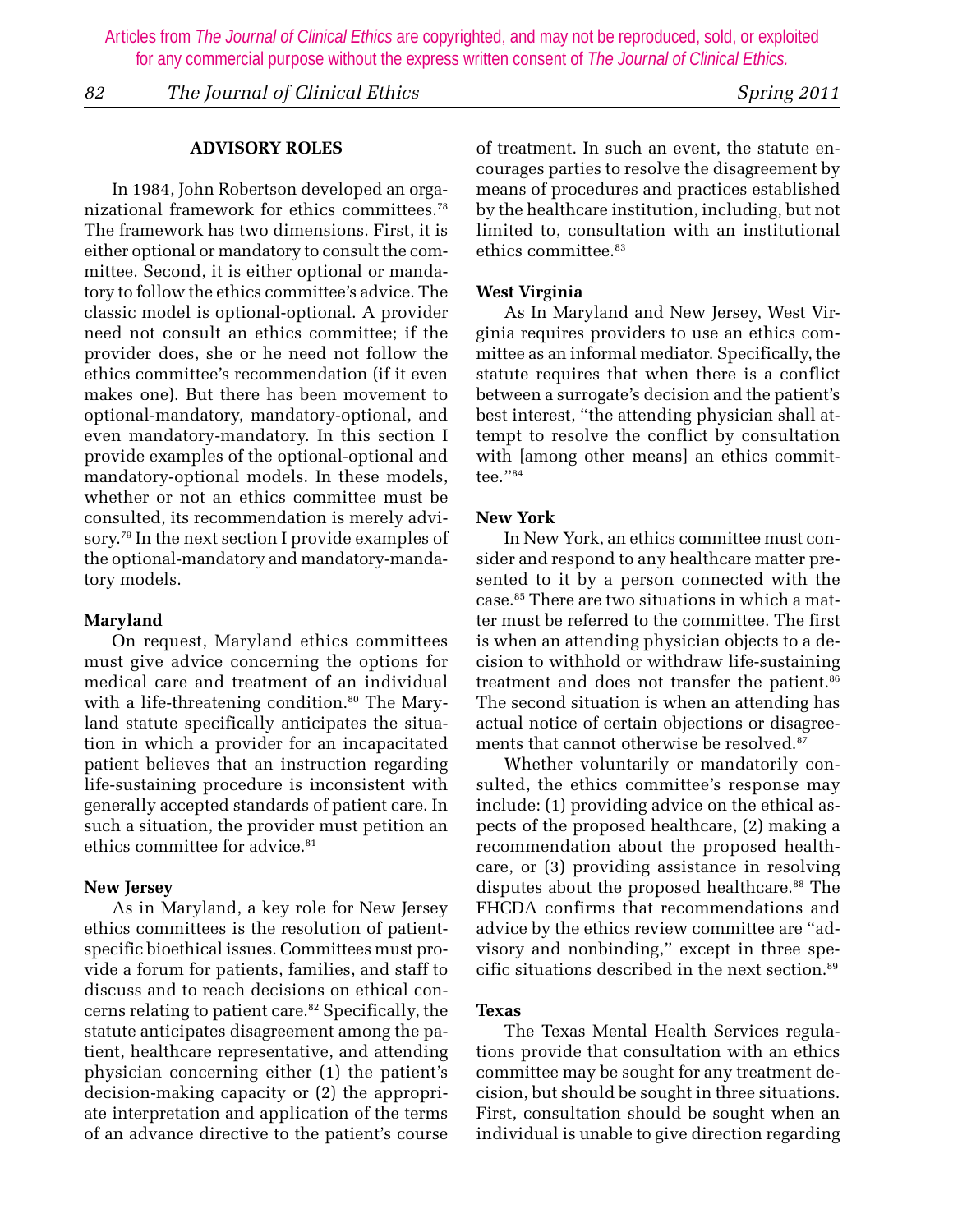## ADVISORY ROLES

In 1984, John Robertson developed an organizational framework for ethics committees.[78] The framework has two dimensions. First, it is either optional or mandatory to consult the committee. Second, it is either optional or mandatory to follow the ethics committee's advice. The classic model is optional-optional. A provider need not consult an ethics committee; if the provider does, she or he need not follow the ethics committee's recommendation (if it even makes one). But there has been movement to optional-mandatory, mandatory-optional, and even mandatory-mandatory. In this section I provide examples of the optional-optional and mandatory-optional models. In these models, whether or not an ethics committee must be consulted, its recommendation is merely advisory.[79] In the next section I provide examples of the optional-mandatory and mandatory-mandatory models.

### Maryland

On request, Maryland ethics committees must give advice concerning the options for medical care and treatment of an individual with a life-threatening condition.[80] The Maryland statute specifically anticipates the situation in which a provider for an incapacitated patient believes that an instruction regarding life-sustaining procedure is inconsistent with generally accepted standards of patient care. In such a situation, the provider must petition an ethics committee for advice.[81]

### New Jersey

As in Maryland, a key role for New Jersey ethics committees is the resolution of patient-specific bioethical issues. Committees must provide a forum for patients, families, and staff to discuss and to reach decisions on ethical concerns relating to patient care.[82] Specifically, the statute anticipates disagreement among the patient, healthcare representative, and attending physician concerning either (1) the patient's decision-making capacity or (2) the appropriate interpretation and application of the terms of an advance directive to the patient's course of treatment. In such an event, the statute encourages parties to resolve the disagreement by means of procedures and practices established by the healthcare institution, including, but not limited to, consultation with an institutional ethics committee.[83]

### West Virginia

As In Maryland and New Jersey, West Virginia requires providers to use an ethics committee as an informal mediator. Specifically, the statute requires that when there is a conflict between a surrogate's decision and the patient's best interest, "the attending physician shall attempt to resolve the conflict by consultation with [among other means] an ethics committee."[84]

### New York

In New York, an ethics committee must consider and respond to any healthcare matter presented to it by a person connected with the case.[85] There are two situations in which a matter must be referred to the committee. The first is when an attending physician objects to a decision to withhold or withdraw life-sustaining treatment and does not transfer the patient.[86] The second situation is when an attending has actual notice of certain objections or disagreements that cannot otherwise be resolved.[87]

Whether voluntarily or mandatorily consulted, the ethics committee's response may include: (1) providing advice on the ethical aspects of the proposed healthcare, (2) making a recommendation about the proposed healthcare, or (3) providing assistance in resolving disputes about the proposed healthcare.[88] The FHCDA confirms that recommendations and advice by the ethics review committee are "advisory and nonbinding," except in three specific situations described in the next section.[89]

### Texas

The Texas Mental Health Services regulations provide that consultation with an ethics committee may be sought for any treatment decision, but should be sought in three situations. First, consultation should be sought when an individual is unable to give direction regarding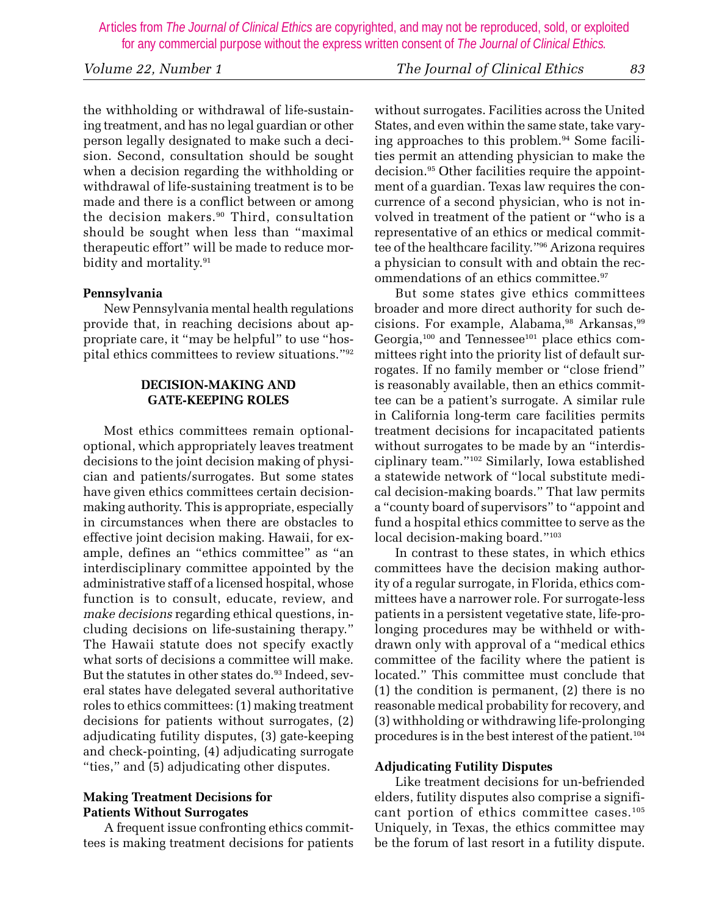the withholding or withdrawal of life-sustaining treatment, and has no legal guardian or other person legally designated to make such a decision. Second, consultation should be sought when a decision regarding the withholding or withdrawal of life-sustaining treatment is to be made and there is a conflict between or among the decision makers.[90] Third, consultation should be sought when less than "maximal therapeutic effort" will be made to reduce morbidity and mortality.[91]

**Pennsylvania**

New Pennsylvania mental health regulations provide that, in reaching decisions about appropriate care, it "may be helpful" to use "hospital ethics committees to review situations."[92]

## DECISION-MAKING AND GATE-KEEPING ROLES

Most ethics committees remain optional-optional, which appropriately leaves treatment decisions to the joint decision making of physician and patients/surrogates. But some states have given ethics committees certain decision-making authority. This is appropriate, especially in circumstances when there are obstacles to effective joint decision making. Hawaii, for example, defines an "ethics committee" as "an interdisciplinary committee appointed by the administrative staff of a licensed hospital, whose function is to consult, educate, review, and *make decisions* regarding ethical questions, including decisions on life-sustaining therapy." The Hawaii statute does not specify exactly what sorts of decisions a committee will make. But the statutes in other states do.[93] Indeed, several states have delegated several authoritative roles to ethics committees: (1) making treatment decisions for patients without surrogates, (2) adjudicating futility disputes, (3) gate-keeping and check-pointing, (4) adjudicating surrogate "ties," and (5) adjudicating other disputes.

**Making Treatment Decisions for Patients Without Surrogates**

A frequent issue confronting ethics committees is making treatment decisions for patients without surrogates. Facilities across the United States, and even within the same state, take varying approaches to this problem.[94] Some facilities permit an attending physician to make the decision.[95] Other facilities require the appointment of a guardian. Texas law requires the concurrence of a second physician, who is not involved in treatment of the patient or "who is a representative of an ethics or medical committee of the healthcare facility."[96] Arizona requires a physician to consult with and obtain the recommendations of an ethics committee.[97]

But some states give ethics committees broader and more direct authority for such decisions. For example, Alabama,[98] Arkansas,[99] Georgia,[100] and Tennessee[101] place ethics committees right into the priority list of default surrogates. If no family member or "close friend" is reasonably available, then an ethics committee can be a patient's surrogate. A similar rule in California long-term care facilities permits treatment decisions for incapacitated patients without surrogates to be made by an "interdisciplinary team."[102] Similarly, Iowa established a statewide network of "local substitute medical decision-making boards." That law permits a "county board of supervisors" to "appoint and fund a hospital ethics committee to serve as the local decision-making board."[103]

In contrast to these states, in which ethics committees have the decision making authority of a regular surrogate, in Florida, ethics committees have a narrower role. For surrogate-less patients in a persistent vegetative state, life-prolonging procedures may be withheld or withdrawn only with approval of a "medical ethics committee of the facility where the patient is located." This committee must conclude that (1) the condition is permanent, (2) there is no reasonable medical probability for recovery, and (3) withholding or withdrawing life-prolonging procedures is in the best interest of the patient.[104]

**Adjudicating Futility Disputes**

Like treatment decisions for un-befriended elders, futility disputes also comprise a significant portion of ethics committee cases.[105] Uniquely, in Texas, the ethics committee may be the forum of last resort in a futility dispute.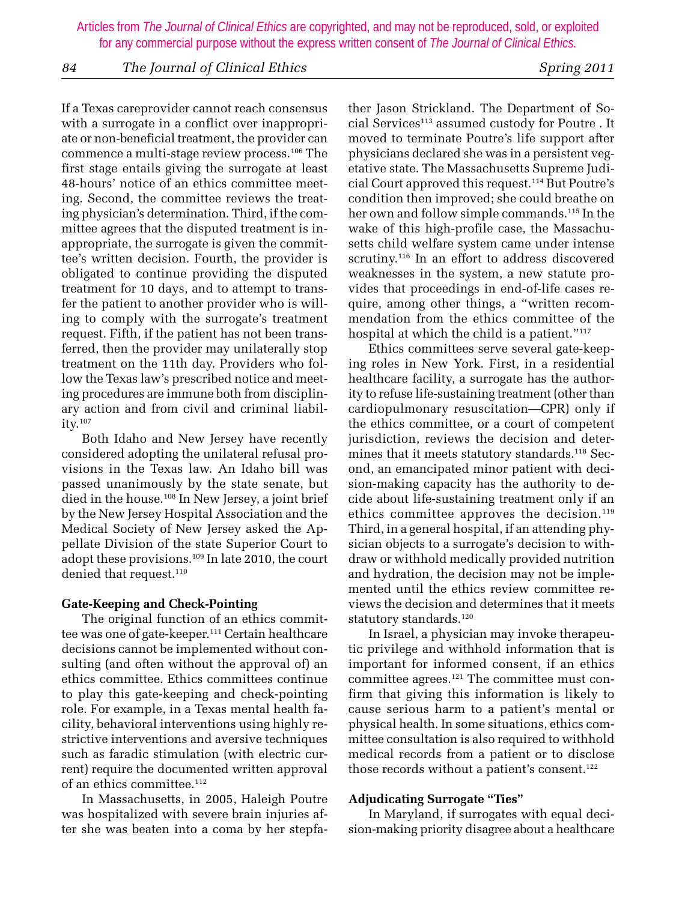If a Texas careprovider cannot reach consensus with a surrogate in a conflict over inappropriate or non-beneficial treatment, the provider can commence a multi-stage review process.[106] The first stage entails giving the surrogate at least 48-hours' notice of an ethics committee meeting. Second, the committee reviews the treating physician's determination. Third, if the committee agrees that the disputed treatment is inappropriate, the surrogate is given the committee's written decision. Fourth, the provider is obligated to continue providing the disputed treatment for 10 days, and to attempt to transfer the patient to another provider who is willing to comply with the surrogate's treatment request. Fifth, if the patient has not been transferred, then the provider may unilaterally stop treatment on the 11th day. Providers who follow the Texas law's prescribed notice and meeting procedures are immune both from disciplinary action and from civil and criminal liability.[107]

Both Idaho and New Jersey have recently considered adopting the unilateral refusal provisions in the Texas law. An Idaho bill was passed unanimously by the state senate, but died in the house.[108] In New Jersey, a joint brief by the New Jersey Hospital Association and the Medical Society of New Jersey asked the Appellate Division of the state Superior Court to adopt these provisions.[109] In late 2010, the court denied that request.[110]

**Gate-Keeping and Check-Pointing**

The original function of an ethics committee was one of gate-keeper.[111] Certain healthcare decisions cannot be implemented without consulting (and often without the approval of) an ethics committee. Ethics committees continue to play this gate-keeping and check-pointing role. For example, in a Texas mental health facility, behavioral interventions using highly restrictive interventions and aversive techniques such as faradic stimulation (with electric current) require the documented written approval of an ethics committee.[112]

In Massachusetts, in 2005, Haleigh Poutre was hospitalized with severe brain injuries after she was beaten into a coma by her stepfather Jason Strickland. The Department of Social Services[113] assumed custody for Poutre . It moved to terminate Poutre's life support after physicians declared she was in a persistent vegetative state. The Massachusetts Supreme Judicial Court approved this request.[114] But Poutre's condition then improved; she could breathe on her own and follow simple commands.[115] In the wake of this high-profile case, the Massachusetts child welfare system came under intense scrutiny.[116] In an effort to address discovered weaknesses in the system, a new statute provides that proceedings in end-of-life cases require, among other things, a "written recommendation from the ethics committee of the hospital at which the child is a patient."[117]

Ethics committees serve several gate-keeping roles in New York. First, in a residential healthcare facility, a surrogate has the authority to refuse life-sustaining treatment (other than cardiopulmonary resuscitation—CPR) only if the ethics committee, or a court of competent jurisdiction, reviews the decision and determines that it meets statutory standards.[118] Second, an emancipated minor patient with decision-making capacity has the authority to decide about life-sustaining treatment only if an ethics committee approves the decision.[119] Third, in a general hospital, if an attending physician objects to a surrogate's decision to withdraw or withhold medically provided nutrition and hydration, the decision may not be implemented until the ethics review committee reviews the decision and determines that it meets statutory standards.[120]

In Israel, a physician may invoke therapeutic privilege and withhold information that is important for informed consent, if an ethics committee agrees.[121] The committee must confirm that giving this information is likely to cause serious harm to a patient's mental or physical health. In some situations, ethics committee consultation is also required to withhold medical records from a patient or to disclose those records without a patient's consent.[122]

**Adjudicating Surrogate "Ties"**

In Maryland, if surrogates with equal decision-making priority disagree about a healthcare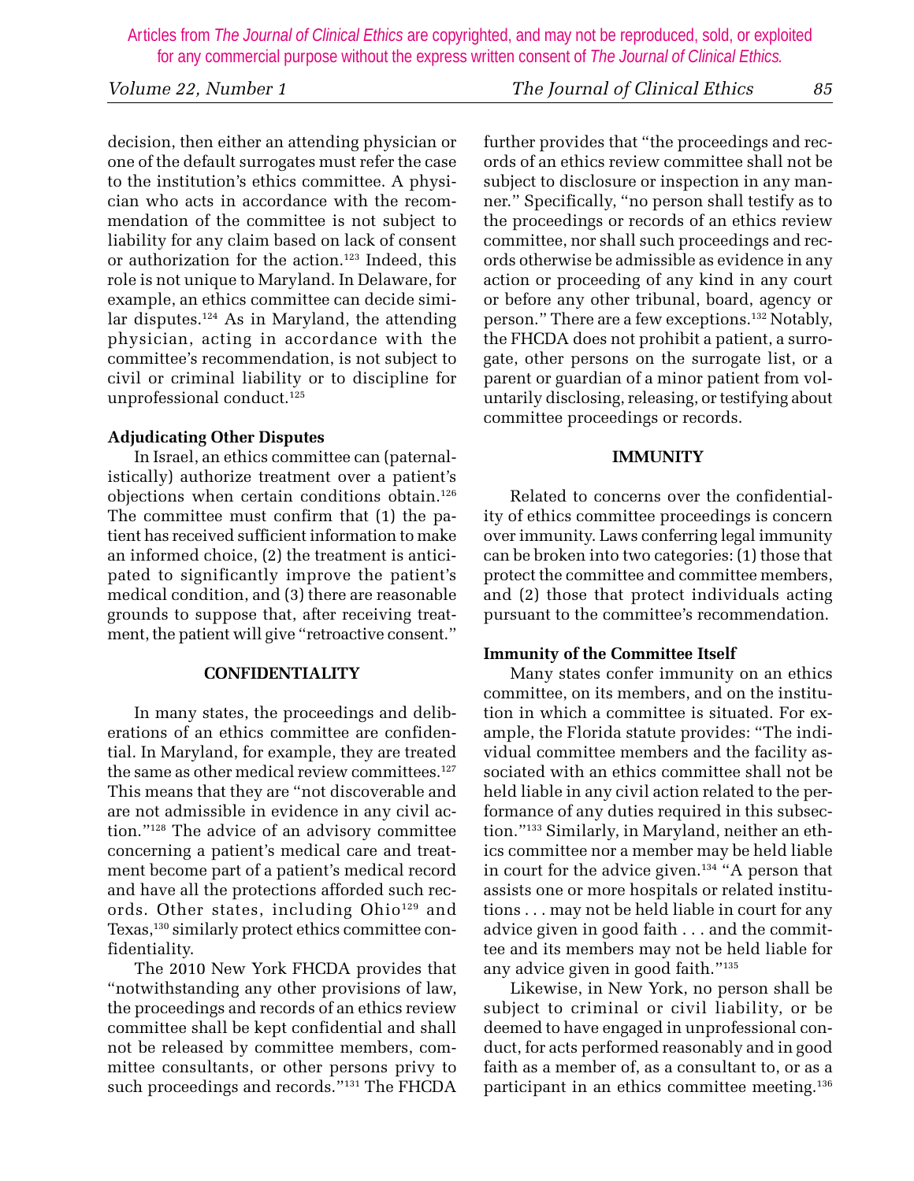decision, then either an attending physician or one of the default surrogates must refer the case to the institution's ethics committee. A physician who acts in accordance with the recommendation of the committee is not subject to liability for any claim based on lack of consent or authorization for the action.[123] Indeed, this role is not unique to Maryland. In Delaware, for example, an ethics committee can decide similar disputes.[124] As in Maryland, the attending physician, acting in accordance with the committee's recommendation, is not subject to civil or criminal liability or to discipline for unprofessional conduct.[125]

**Adjudicating Other Disputes**

In Israel, an ethics committee can (paternalistically) authorize treatment over a patient's objections when certain conditions obtain.[126] The committee must confirm that (1) the patient has received sufficient information to make an informed choice, (2) the treatment is anticipated to significantly improve the patient's medical condition, and (3) there are reasonable grounds to suppose that, after receiving treatment, the patient will give "retroactive consent."

## CONFIDENTIALITY

In many states, the proceedings and deliberations of an ethics committee are confidential. In Maryland, for example, they are treated the same as other medical review committees.[127] This means that they are "not discoverable and are not admissible in evidence in any civil action."[128] The advice of an advisory committee concerning a patient's medical care and treatment become part of a patient's medical record and have all the protections afforded such records. Other states, including Ohio[129] and Texas,[130] similarly protect ethics committee confidentiality.

The 2010 New York FHCDA provides that "notwithstanding any other provisions of law, the proceedings and records of an ethics review committee shall be kept confidential and shall not be released by committee members, committee consultants, or other persons privy to such proceedings and records."[131] The FHCDA further provides that "the proceedings and records of an ethics review committee shall not be subject to disclosure or inspection in any manner." Specifically, "no person shall testify as to the proceedings or records of an ethics review committee, nor shall such proceedings and records otherwise be admissible as evidence in any action or proceeding of any kind in any court or before any other tribunal, board, agency or person." There are a few exceptions.[132] Notably, the FHCDA does not prohibit a patient, a surrogate, other persons on the surrogate list, or a parent or guardian of a minor patient from voluntarily disclosing, releasing, or testifying about committee proceedings or records.

## IMMUNITY

Related to concerns over the confidentiality of ethics committee proceedings is concern over immunity. Laws conferring legal immunity can be broken into two categories: (1) those that protect the committee and committee members, and (2) those that protect individuals acting pursuant to the committee's recommendation.

**Immunity of the Committee Itself**

Many states confer immunity on an ethics committee, on its members, and on the institution in which a committee is situated. For example, the Florida statute provides: "The individual committee members and the facility associated with an ethics committee shall not be held liable in any civil action related to the performance of any duties required in this subsection."[133] Similarly, in Maryland, neither an ethics committee nor a member may be held liable in court for the advice given.[134] "A person that assists one or more hospitals or related institutions . . . may not be held liable in court for any advice given in good faith . . . and the committee and its members may not be held liable for any advice given in good faith."[135]

Likewise, in New York, no person shall be subject to criminal or civil liability, or be deemed to have engaged in unprofessional conduct, for acts performed reasonably and in good faith as a member of, as a consultant to, or as a participant in an ethics committee meeting.[136]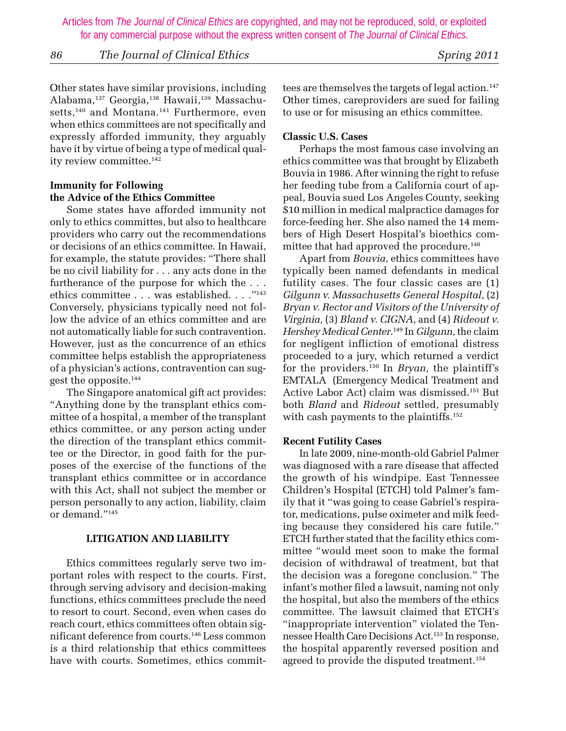Other states have similar provisions, including Alabama,[137] Georgia,[138] Hawaii,[139] Massachusetts,[140] and Montana.[141] Furthermore, even when ethics committees are not specifically and expressly afforded immunity, they arguably have it by virtue of being a type of medical quality review committee.[142]

### Immunity for Following the Advice of the Ethics Committee

Some states have afforded immunity not only to ethics committees, but also to healthcare providers who carry out the recommendations or decisions of an ethics committee. In Hawaii, for example, the statute provides: "There shall be no civil liability for . . . any acts done in the furtherance of the purpose for which the . . . ethics committee . . . was established. . . ."[143] Conversely, physicians typically need not follow the advice of an ethics committee and are not automatically liable for such contravention. However, just as the concurrence of an ethics committee helps establish the appropriateness of a physician's actions, contravention can suggest the opposite.[144]

The Singapore anatomical gift act provides: "Anything done by the transplant ethics committee of a hospital, a member of the transplant ethics committee, or any person acting under the direction of the transplant ethics committee or the Director, in good faith for the purposes of the exercise of the functions of the transplant ethics committee or in accordance with this Act, shall not subject the member or person personally to any action, liability, claim or demand."[145]

## LITIGATION AND LIABILITY

Ethics committees regularly serve two important roles with respect to the courts. First, through serving advisory and decision-making functions, ethics committees preclude the need to resort to court. Second, even when cases do reach court, ethics committees often obtain significant deference from courts.[146] Less common is a third relationship that ethics committees have with courts. Sometimes, ethics committees are themselves the targets of legal action.[147] Other times, careproviders are sued for failing to use or for misusing an ethics committee.

### Classic U.S. Cases

Perhaps the most famous case involving an ethics committee was that brought by Elizabeth Bouvia in 1986. After winning the right to refuse her feeding tube from a California court of appeal, Bouvia sued Los Angeles County, seeking $10 million in medical malpractice damages for force-feeding her. She also named the 14 members of High Desert Hospital's bioethics committee that had approved the procedure.[148]

Apart from *Bouvia*, ethics committees have typically been named defendants in medical futility cases. The four classic cases are (1) *Gilgunn v. Massachusetts General Hospital*, (2) *Bryan v. Rector and Visitors of the University of Virginia,* (3) *Bland v. CIGNA*, and (4) *Rideout v. Hershey Medical Center*.[149] In *Gilgunn,* the claim for negligent infliction of emotional distress proceeded to a jury, which returned a verdict for the providers.[150] In *Bryan,* the plaintiff's EMTALA (Emergency Medical Treatment and Active Labor Act) claim was dismissed.[151] But both *Bland* and *Rideout* settled, presumably with cash payments to the plaintiffs.[152]

### Recent Futility Cases

In late 2009, nine-month-old Gabriel Palmer was diagnosed with a rare disease that affected the growth of his windpipe. East Tennessee Children's Hospital (ETCH) told Palmer's family that it "was going to cease Gabriel's respirator, medications, pulse oximeter and milk feeding because they considered his care futile." ETCH further stated that the facility ethics committee "would meet soon to make the formal decision of withdrawal of treatment, but that the decision was a foregone conclusion." The infant's mother filed a lawsuit, naming not only the hospital, but also the members of the ethics committee. The lawsuit claimed that ETCH's "inappropriate intervention" violated the Tennessee Health Care Decisions Act.[153] In response, the hospital apparently reversed position and agreed to provide the disputed treatment.[154]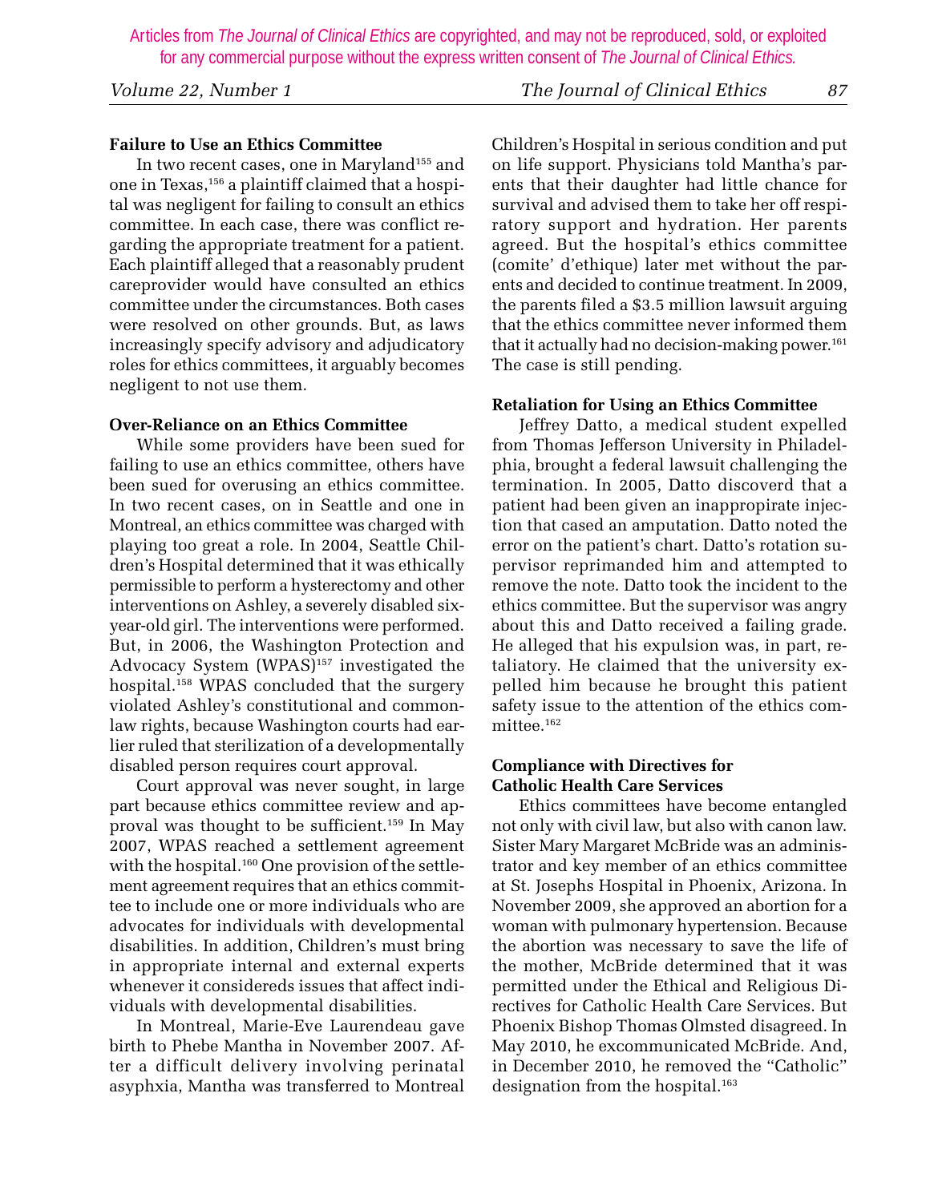**Failure to Use an Ethics Committee**

In two recent cases, one in Maryland[155] and one in Texas,[156] a plaintiff claimed that a hospital was negligent for failing to consult an ethics committee. In each case, there was conflict regarding the appropriate treatment for a patient. Each plaintiff alleged that a reasonably prudent careprovider would have consulted an ethics committee under the circumstances. Both cases were resolved on other grounds. But, as laws increasingly specify advisory and adjudicatory roles for ethics committees, it arguably becomes negligent to not use them.

**Over-Reliance on an Ethics Committee**

While some providers have been sued for failing to use an ethics committee, others have been sued for overusing an ethics committee. In two recent cases, on in Seattle and one in Montreal, an ethics committee was charged with playing too great a role. In 2004, Seattle Children's Hospital determined that it was ethically permissible to perform a hysterectomy and other interventions on Ashley, a severely disabled six-year-old girl. The interventions were performed. But, in 2006, the Washington Protection and Advocacy System (WPAS)[157] investigated the hospital.[158] WPAS concluded that the surgery violated Ashley's constitutional and common-law rights, because Washington courts had earlier ruled that sterilization of a developmentally disabled person requires court approval.

Court approval was never sought, in large part because ethics committee review and approval was thought to be sufficient.[159] In May 2007, WPAS reached a settlement agreement with the hospital.[160] One provision of the settlement agreement requires that an ethics committee to include one or more individuals who are advocates for individuals with developmental disabilities. In addition, Children's must bring in appropriate internal and external experts whenever it consídereds issues that affect individuals with developmental disabilities.

In Montreal, Marie-Eve Laurendeau gave birth to Phebe Mantha in November 2007. After a difficult delivery involving perinatal asyphxia, Mantha was transferred to Montreal Children's Hospital in serious condition and put on life support. Physicians told Mantha's parents that their daughter had little chance for survival and advised them to take her off respiratory support and hydration. Her parents agreed. But the hospital's ethics committee (comite' d'ethique) later met without the parents and decided to continue treatment. In 2009, the parents filed a $3.5 million lawsuit arguing that the ethics committee never informed them that it actually had no decision-making power.[161] The case is still pending.

**Retaliation for Using an Ethics Committee**

Jeffrey Datto, a medical student expelled from Thomas Jefferson University in Philadelphia, brought a federal lawsuit challenging the termination. In 2005, Datto discoverd that a patient had been given an inappropirate injection that cased an amputation. Datto noted the error on the patient's chart. Datto's rotation supervisor reprimanded him and attempted to remove the note. Datto took the incident to the ethics committee. But the supervisor was angry about this and Datto received a failing grade. He alleged that his expulsion was, in part, retaliatory. He claimed that the university expelled him because he brought this patient safety issue to the attention of the ethics committee.[162]

**Compliance with Directives for Catholic Health Care Services**

Ethics committees have become entangled not only with civil law, but also with canon law. Sister Mary Margaret McBride was an administrator and key member of an ethics committee at St. Josephs Hospital in Phoenix, Arizona. In November 2009, she approved an abortion for a woman with pulmonary hypertension. Because the abortion was necessary to save the life of the mother, McBride determined that it was permitted under the Ethical and Religious Directives for Catholic Health Care Services. But Phoenix Bishop Thomas Olmsted disagreed. In May 2010, he excommunicated McBride. And, in December 2010, he removed the "Catholic" designation from the hospital.[163]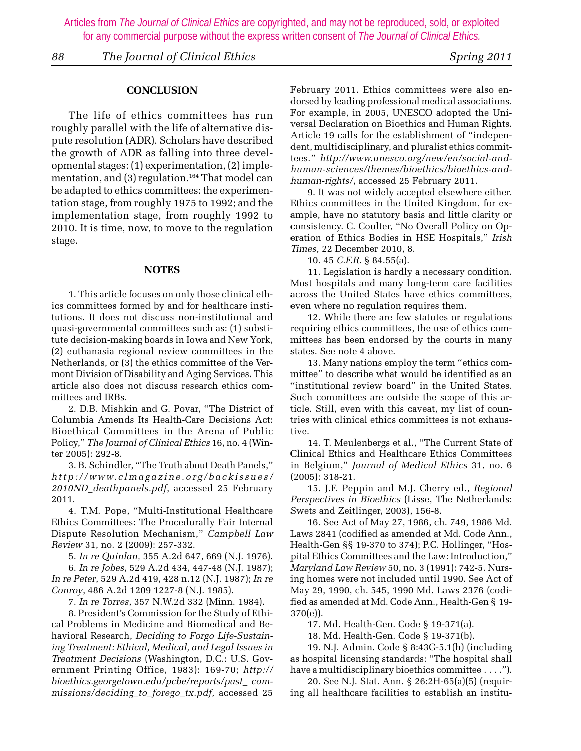## CONCLUSION

The life of ethics committees has run roughly parallel with the life of alternative dispute resolution (ADR). Scholars have described the growth of ADR as falling into three developmental stages: (1) experimentation, (2) implementation, and (3) regulation.[164] That model can be adapted to ethics committees: the experimentation stage, from roughly 1975 to 1992; and the implementation stage, from roughly 1992 to 2010. It is time, now, to move to the regulation stage.

## NOTES

1. This article focuses on only those clinical ethics committees formed by and for healthcare institutions. It does not discuss non-institutional and quasi-governmental committees such as: (1) substitute decision-making boards in Iowa and New York, (2) euthanasia regional review committees in the Netherlands, or (3) the ethics committee of the Vermont Division of Disability and Aging Services. This article also does not discuss research ethics committees and IRBs.

2. D.B. Mishkin and G. Povar, "The District of Columbia Amends Its Health-Care Decisions Act: Bioethical Committees in the Arena of Public Policy," *The Journal of Clinical Ethics* 16, no. 4 (Winter 2005): 292-8.

3. B. Schindler, "The Truth about Death Panels," *http://www.clmagazine.org/backissues/2010ND_deathpanels.pdf*, accessed 25 February 2011.

4. T.M. Pope, "Multi-Institutional Healthcare Ethics Committees: The Procedurally Fair Internal Dispute Resolution Mechanism," *Campbell Law Review* 31, no. 2 (2009): 257-332.

5. *In re Quinlan,* 355 A.2d 647, 669 (N.J. 1976).

6. *In re Jobes*, 529 A.2d 434, 447-48 (N.J. 1987); *In re Peter*, 529 A.2d 419, 428 n.12 (N.J. 1987); *In re Conroy*, 486 A.2d 1209 1227-8 (N.J. 1985).

7. *In re Torres*, 357 N.W.2d 332 (Minn. 1984).

8. President's Commission for the Study of Ethical Problems in Medicine and Biomedical and Behavioral Research, *Deciding to Forgo Life-Sustaining Treatment: Ethical, Medical, and Legal Issues in Treatment Decisions* (Washington, D.C.: U.S. Government Printing Office, 1983): 169-70; *http://bioethics.georgetown.edu/pcbe/reports/past_commissions/deciding_to_forego_tx.pdf,* accessed 25 February 2011. Ethics committees were also endorsed by leading professional medical associations. For example, in 2005, UNESCO adopted the Universal Declaration on Bioethics and Human Rights. Article 19 calls for the establishment of "independent, multidisciplinary, and pluralist ethics committees." *http://www.unesco.org/new/en/social-and-human-sciences/themes/bioethics/bioethics-and-human-rights/*, accessed 25 February 2011.

9. It was not widely accepted elsewhere either. Ethics committees in the United Kingdom, for example, have no statutory basis and little clarity or consistency. C. Coulter, "No Overall Policy on Operation of Ethics Bodies in HSE Hospitals," *Irish Times,* 22 December 2010, 8.

10. 45 *C.F.R.* § 84.55(a).

11. Legislation is hardly a necessary condition. Most hospitals and many long-term care facilities across the United States have ethics committees, even where no regulation requires them.

12. While there are few statutes or regulations requiring ethics committees, the use of ethics committees has been endorsed by the courts in many states. See note 4 above.

13. Many nations employ the term "ethics committee" to describe what would be identified as an "institutional review board" in the United States. Such committees are outside the scope of this article. Still, even with this caveat, my list of countries with clinical ethics committees is not exhaustive.

14. T. Meulenbergs et al., "The Current State of Clinical Ethics and Healthcare Ethics Committees in Belgium," *Journal of Medical Ethics* 31, no. 6 (2005): 318-21.

15. J.F. Peppin and M.J. Cherry ed., *Regional Perspectives in Bioethics* (Lisse, The Netherlands: Swets and Zeitlinger, 2003), 156-8.

16. See Act of May 27, 1986, ch. 749, 1986 Md. Laws 2841 (codified as amended at Md. Code Ann., Health-Gen §§ 19-370 to 374); P.C. Hollinger, "Hospital Ethics Committees and the Law: Introduction," *Maryland Law Review* 50, no. 3 (1991): 742-5. Nursing homes were not included until 1990. See Act of May 29, 1990, ch. 545, 1990 Md. Laws 2376 (codified as amended at Md. Code Ann., Health-Gen § 19-370(e)).

17. Md. Health-Gen. Code § 19-371(a).

18. Md. Health-Gen. Code § 19-371(b).

19. N.J. Admin. Code § 8:43G-5.1(h) (including as hospital licensing standards: "The hospital shall have a multidisciplinary bioethics committee . . . .").

20. See N.J. Stat. Ann. § 26:2H-65(a)(5) (requiring all healthcare facilities to establish an institu-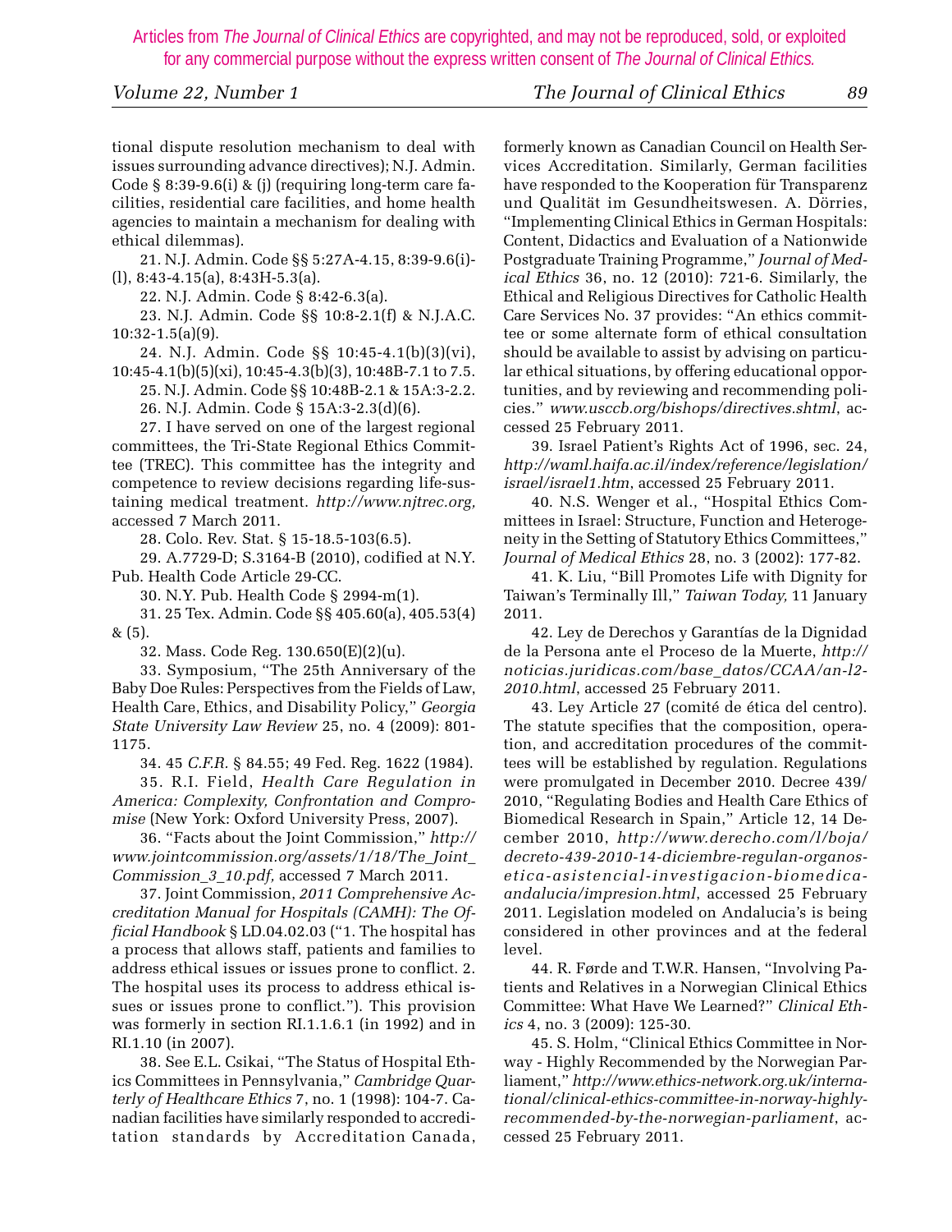tional dispute resolution mechanism to deal with issues surrounding advance directives); N.J. Admin. Code § 8:39-9.6(i) & (j) (requiring long-term care facilities, residential care facilities, and home health agencies to maintain a mechanism for dealing with ethical dilemmas).

21. N.J. Admin. Code §§ 5:27A-4.15, 8:39-9.6(i)-(l), 8:43-4.15(a), 8:43H-5.3(a).

22. N.J. Admin. Code § 8:42-6.3(a).

23. N.J. Admin. Code §§ 10:8-2.1(f) & N.J.A.C. 10:32-1.5(a)(9).

24. N.J. Admin. Code §§ 10:45-4.1(b)(3)(vi), 10:45-4.1(b)(5)(xi), 10:45-4.3(b)(3), 10:48B-7.1 to 7.5.

25. N.J. Admin. Code §§ 10:48B-2.1 & 15A:3-2.2.

26. N.J. Admin. Code § 15A:3-2.3(d)(6).

27. I have served on one of the largest regional committees, the Tri-State Regional Ethics Committee (TREC). This committee has the integrity and competence to review decisions regarding life-sustaining medical treatment. *http://www.njtrec.org,* accessed 7 March 2011.

28. Colo. Rev. Stat. § 15-18.5-103(6.5).

29. A.7729-D; S.3164-B (2010), codified at N.Y. Pub. Health Code Article 29-CC.

30. N.Y. Pub. Health Code § 2994-m(1).

31. 25 Tex. Admin. Code §§ 405.60(a), 405.53(4) & (5).

32. Mass. Code Reg. 130.650(E)(2)(u).

33. Symposium, "The 25th Anniversary of the Baby Doe Rules: Perspectives from the Fields of Law, Health Care, Ethics, and Disability Policy," *Georgia State University Law Review* 25, no. 4 (2009): 801-1175.

34. 45 *C.F.R.* § 84.55; 49 Fed. Reg. 1622 (1984).

35. R.I. Field, *Health Care Regulation in America: Complexity, Confrontation and Compromise* (New York: Oxford University Press, 2007).

36. "Facts about the Joint Commission," *http://www.jointcommission.org/assets/1/18/The_Joint_Commission_3_10.pdf,* accessed 7 March 2011.

37. Joint Commission, *2011 Comprehensive Accreditation Manual for Hospitals (CAMH): The Official Handbook* § LD.04.02.03 ("1. The hospital has a process that allows staff, patients and families to address ethical issues or issues prone to conflict. 2. The hospital uses its process to address ethical issues or issues prone to conflict."). This provision was formerly in section RI.1.1.6.1 (in 1992) and in RI.1.10 (in 2007).

38. See E.L. Csikai, "The Status of Hospital Ethics Committees in Pennsylvania," *Cambridge Quarterly of Healthcare Ethics* 7, no. 1 (1998): 104-7. Canadian facilities have similarly responded to accreditation standards by Accreditation Canada, formerly known as Canadian Council on Health Services Accreditation. Similarly, German facilities have responded to the Kooperation für Transparenz und Qualität im Gesundheitswesen. A. Dörries, "Implementing Clinical Ethics in German Hospitals: Content, Didactics and Evaluation of a Nationwide Postgraduate Training Programme," *Journal of Medical Ethics* 36, no. 12 (2010): 721-6. Similarly, the Ethical and Religious Directives for Catholic Health Care Services No. 37 provides: "An ethics committee or some alternate form of ethical consultation should be available to assist by advising on particular ethical situations, by offering educational opportunities, and by reviewing and recommending policies." *www.usccb.org/bishops/directives.shtml*, accessed 25 February 2011.

39. Israel Patient's Rights Act of 1996, sec. 24, *http://waml.haifa.ac.il/index/reference/legislation/israel/israel1.htm*, accessed 25 February 2011.

40. N.S. Wenger et al., "Hospital Ethics Committees in Israel: Structure, Function and Heterogeneity in the Setting of Statutory Ethics Committees," *Journal of Medical Ethics* 28, no. 3 (2002): 177-82.

41. K. Liu, "Bill Promotes Life with Dignity for Taiwan's Terminally Ill," *Taiwan Today,* 11 January 2011.

42. Ley de Derechos y Garantías de la Dignidad de la Persona ante el Proceso de la Muerte, *http://noticias.juridicas.com/base_datos/CCAA/an-l2-2010.html*, accessed 25 February 2011.

43. Ley Article 27 (comité de ética del centro). The statute specifies that the composition, operation, and accreditation procedures of the committees will be established by regulation. Regulations were promulgated in December 2010. Decree 439/2010, "Regulating Bodies and Health Care Ethics of Biomedical Research in Spain," Article 12, 14 December 2010, *http://www.derecho.com/l/boja/decreto-439-2010-14-diciembre-regulan-organos-etica-asistencial-investigacion-biomedica-andalucia/impresion.html*, accessed 25 February 2011. Legislation modeled on Andalucia's is being considered in other provinces and at the federal level.

44. R. Førde and T.W.R. Hansen, "Involving Patients and Relatives in a Norwegian Clinical Ethics Committee: What Have We Learned?" *Clinical Ethics* 4, no. 3 (2009): 125-30.

45. S. Holm, "Clinical Ethics Committee in Norway - Highly Recommended by the Norwegian Parliament," *http://www.ethics-network.org.uk/international/clinical-ethics-committee-in-norway-highly-recommended-by-the-norwegian-parliament*, accessed 25 February 2011.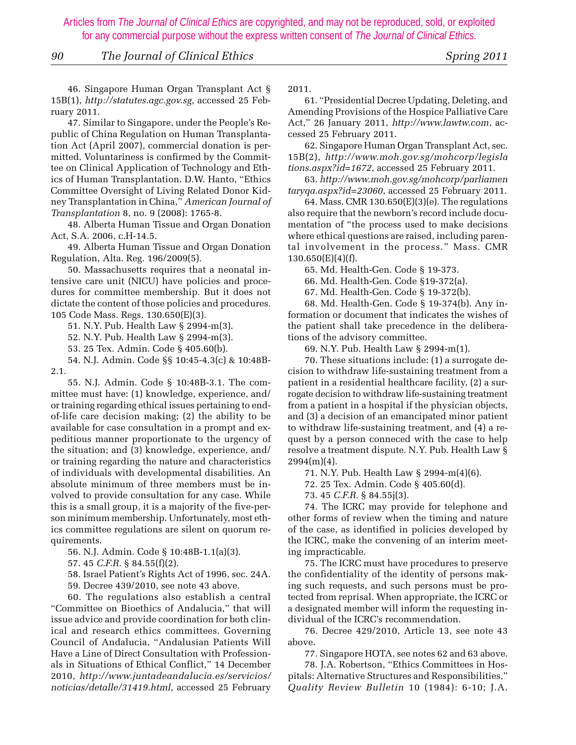46. Singapore Human Organ Transplant Act § 15B(1), *http://statutes.agc.gov.sg*, accessed 25 February 2011.

47. Similar to Singapore, under the People's Republic of China Regulation on Human Transplantation Act (April 2007), commercial donation is permitted. Voluntariness is confirmed by the Committee on Clinical Application of Technology and Ethics of Human Transplantation. D.W. Hanto, "Ethics Committee Oversight of Living Related Donor Kidney Transplantation in China," *American Journal of Transplantation* 8, no. 9 (2008): 1765-8.

48. Alberta Human Tissue and Organ Donation Act, S.A. 2006, c.H-14.5.

49. Alberta Human Tissue and Organ Donation Regulation, Alta. Reg. 196/2009(5).

50. Massachusetts requires that a neonatal intensive care unit (NICU) have policies and procedures for committee membership. But it does not dictate the content of those policies and procedures. 105 Code Mass. Regs. 130.650(E)(3).

51. N.Y. Pub. Health Law § 2994-m(3).

52. N.Y. Pub. Health Law § 2994-m(3).

53. 25 Tex. Admin. Code § 405.60(b).

54. N.J. Admin. Code §§ 10:45-4.3(c) & 10:48B-2.1.

55. N.J. Admin. Code § 10:48B-3.1. The committee must have: (1) knowledge, experience, and/or training regarding ethical issues pertaining to end-of-life care decision making; (2) the ability to be available for case consultation in a prompt and expeditious manner proportionate to the urgency of the situation; and (3) knowledge, experience, and/or training regarding the nature and characteristics of individuals with developmental disabilities. An absolute minimum of three members must be involved to provide consultation for any case. While this is a small group, it is a majority of the five-person minimum membership. Unfortunately, most ethics committee regulations are silent on quorum requirements.

56. N.J. Admin. Code § 10:48B-1.1(a)(3).

57. 45 *C.F.R.* § 84.55(f)(2).

58. Israel Patient's Rights Act of 1996, sec. 24A.

59. Decree 439/2010, see note 43 above.

60. The regulations also establish a central "Committee on Bioethics of Andalucia," that will issue advice and provide coordination for both clinical and research ethics committees. Governing Council of Andalucia, "Andalusian Patients Will Have a Line of Direct Consultation with Professionals in Situations of Ethical Conflict," 14 December 2010, *http://www.juntadeandalucia.es/servicios/noticias/detalle/31419.html*, accessed 25 February 2011.

61. "Presidential Decree Updating, Deleting, and Amending Provisions of the Hospice Palliative Care Act," 26 January 2011, *http://www.lawtw.com*, accessed 25 February 2011.

62. Singapore Human Organ Transplant Act, sec. 15B(2), *http://www.moh.gov.sg/mohcorp/legislations.aspx?id=1672*, accessed 25 February 2011.

63. *http://www.moh.gov.sg/mohcorp/parliamentaryqa.aspx?id=23060*, accessed 25 February 2011.

64. Mass. CMR 130.650(E)(3)(e). The regulations also require that the newborn's record include documentation of "the process used to make decisions where ethical questions are raised, including parental involvement in the process." Mass. CMR 130.650(E)(4)(f).

65. Md. Health-Gen. Code § 19-373.

66. Md. Health-Gen. Code §19-372(a).

67. Md. Health-Gen. Code § 19-372(b).

68. Md. Health-Gen. Code § 19-374(b). Any information or document that indicates the wishes of the patient shall take precedence in the deliberations of the advisory committee.

69. N.Y. Pub. Health Law § 2994-m(1).

70. These situations include: (1) a surrogate decision to withdraw life-sustaining treatment from a patient in a residential healthcare facility, (2) a surrogate decision to withdraw life-sustaining treatment from a patient in a hospital if the physician objects, and (3) a decision of an emancipated minor patient to withdraw life-sustaining treatment, and (4) a request by a person conneced with the case to help resolve a treatment dispute. N.Y. Pub. Health Law § 2994(m)(4).

71. N.Y. Pub. Health Law § 2994-m(4)(6).

72. 25 Tex. Admin. Code § 405.60(d).

73. 45 *C.F.R.* § 84.55j(3).

74. The ICRC may provide for telephone and other forms of review when the timing and nature of the case, as identified in policies developed by the ICRC, make the convening of an interim meeting impracticable.

75. The ICRC must have procedures to preserve the confidentiality of the identity of persons making such requests, and such persons must be protected from reprisal. When appropriate, the ICRC or a designated member will inform the requesting individual of the ICRC's recommendation.

76. Decree 429/2010, Article 13, see note 43 above.

77. Singapore HOTA, see notes 62 and 63 above.

78. J.A. Robertson, "Ethics Committees in Hospitals: Alternative Structures and Responsibilities," *Quality Review Bulletin* 10 (1984): 6-10; J.A.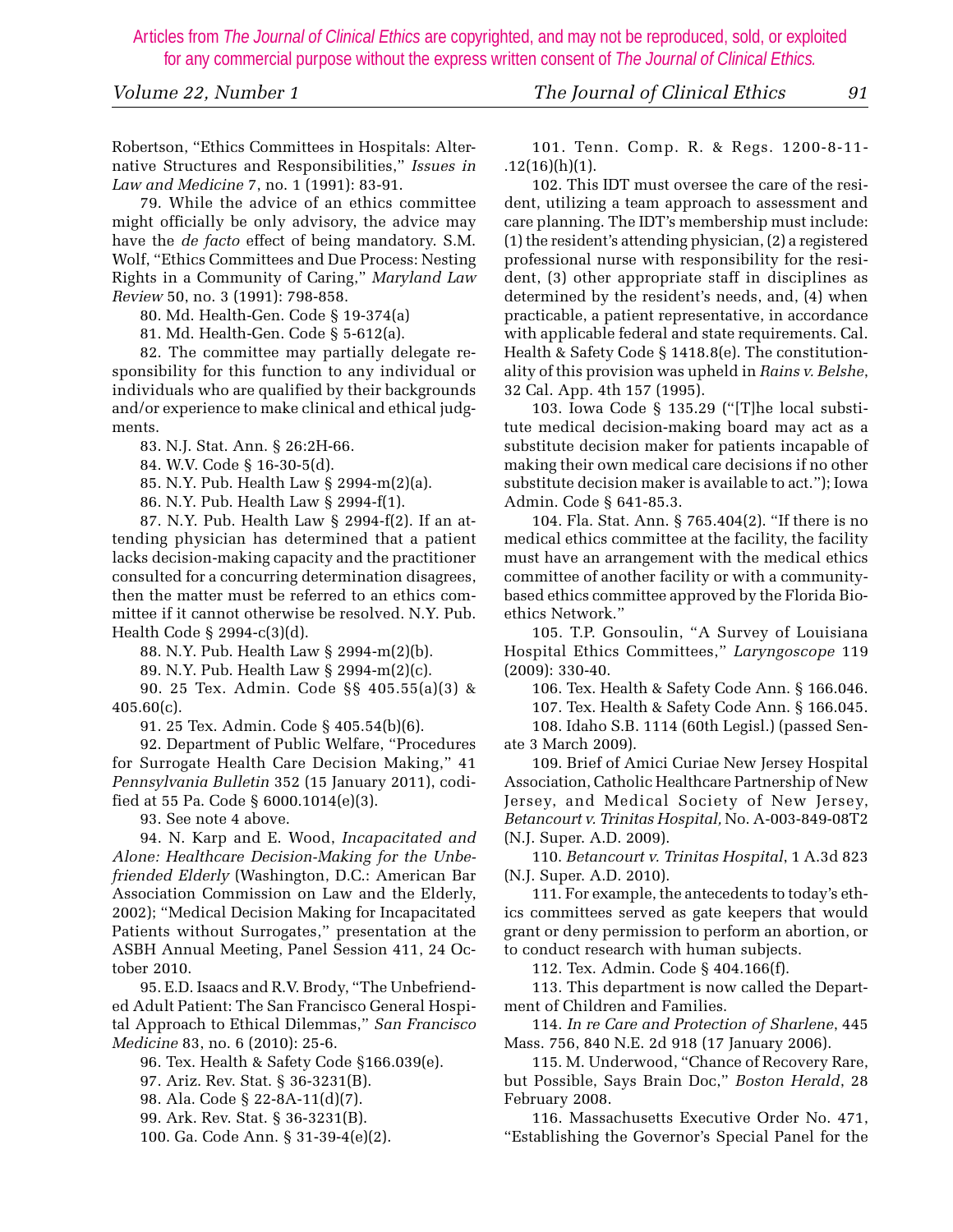Robertson, "Ethics Committees in Hospitals: Alternative Structures and Responsibilities," *Issues in Law and Medicine* 7, no. 1 (1991): 83-91.

79. While the advice of an ethics committee might officially be only advisory, the advice may have the *de facto* effect of being mandatory. S.M. Wolf, "Ethics Committees and Due Process: Nesting Rights in a Community of Caring," *Maryland Law Review* 50, no. 3 (1991): 798-858.

80. Md. Health-Gen. Code § 19-374(a)

81. Md. Health-Gen. Code § 5-612(a).

82. The committee may partially delegate responsibility for this function to any individual or individuals who are qualified by their backgrounds and/or experience to make clinical and ethical judgments.

83. N.J. Stat. Ann. § 26:2H-66.

84. W.V. Code § 16-30-5(d).

85. N.Y. Pub. Health Law § 2994-m(2)(a).

86. N.Y. Pub. Health Law § 2994-f(1).

87. N.Y. Pub. Health Law § 2994-f(2). If an attending physician has determined that a patient lacks decision-making capacity and the practitioner consulted for a concurring determination disagrees, then the matter must be referred to an ethics committee if it cannot otherwise be resolved. N.Y. Pub. Health Code § 2994-c(3)(d).

88. N.Y. Pub. Health Law § 2994-m(2)(b).

89. N.Y. Pub. Health Law § 2994-m(2)(c).

90. 25 Tex. Admin. Code §§ 405.55(a)(3) & 405.60(c).

91. 25 Tex. Admin. Code § 405.54(b)(6).

92. Department of Public Welfare, "Procedures for Surrogate Health Care Decision Making," 41 *Pennsylvania Bulletin* 352 (15 January 2011), codified at 55 Pa. Code § 6000.1014(e)(3).

93. See note 4 above.

94. N. Karp and E. Wood, *Incapacitated and Alone: Healthcare Decision-Making for the Unbefriended Elderly* (Washington, D.C.: American Bar Association Commission on Law and the Elderly, 2002); "Medical Decision Making for Incapacitated Patients without Surrogates," presentation at the ASBH Annual Meeting, Panel Session 411, 24 October 2010.

95. E.D. Isaacs and R.V. Brody, "The Unbefriended Adult Patient: The San Francisco General Hospital Approach to Ethical Dilemmas," *San Francisco Medicine* 83, no. 6 (2010): 25-6.

96. Tex. Health & Safety Code §166.039(e).

97. Ariz. Rev. Stat. § 36-3231(B).

98. Ala. Code § 22-8A-11(d)(7).

99. Ark. Rev. Stat. § 36-3231(B).

100. Ga. Code Ann. § 31-39-4(e)(2).

101. Tenn. Comp. R. & Regs. 1200-8-11-.12(16)(h)(1).

102. This IDT must oversee the care of the resident, utilizing a team approach to assessment and care planning. The IDT's membership must include: (1) the resident's attending physician, (2) a registered professional nurse with responsibility for the resident, (3) other appropriate staff in disciplines as determined by the resident's needs, and, (4) when practicable, a patient representative, in accordance with applicable federal and state requirements. Cal. Health & Safety Code § 1418.8(e). The constitutionality of this provision was upheld in *Rains v. Belshe*, 32 Cal. App. 4th 157 (1995).

103. Iowa Code § 135.29 ("[T]he local substitute medical decision-making board may act as a substitute decision maker for patients incapable of making their own medical care decisions if no other substitute decision maker is available to act."); Iowa Admin. Code § 641-85.3.

104. Fla. Stat. Ann. § 765.404(2). "If there is no medical ethics committee at the facility, the facility must have an arrangement with the medical ethics committee of another facility or with a community-based ethics committee approved by the Florida Bioethics Network."

105. T.P. Gonsoulin, "A Survey of Louisiana Hospital Ethics Committees," *Laryngoscope* 119 (2009): 330-40.

106. Tex. Health & Safety Code Ann. § 166.046.

107. Tex. Health & Safety Code Ann. § 166.045.

108. Idaho S.B. 1114 (60th Legisl.) (passed Senate 3 March 2009).

109. Brief of Amici Curiae New Jersey Hospital Association, Catholic Healthcare Partnership of New Jersey, and Medical Society of New Jersey, *Betancourt v. Trinitas Hospital,* No. A-003-849-08T2 (N.J. Super. A.D. 2009).

110. *Betancourt v. Trinitas Hospital*, 1 A.3d 823 (N.J. Super. A.D. 2010).

111. For example, the antecedents to today's ethics committees served as gate keepers that would grant or deny permission to perform an abortion, or to conduct research with human subjects.

112. Tex. Admin. Code § 404.166(f).

113. This department is now called the Department of Children and Families.

114. *In re Care and Protection of Sharlene*, 445 Mass. 756, 840 N.E. 2d 918 (17 January 2006).

115. M. Underwood, "Chance of Recovery Rare, but Possible, Says Brain Doc," *Boston Herald*, 28 February 2008.

116. Massachusetts Executive Order No. 471, "Establishing the Governor's Special Panel for the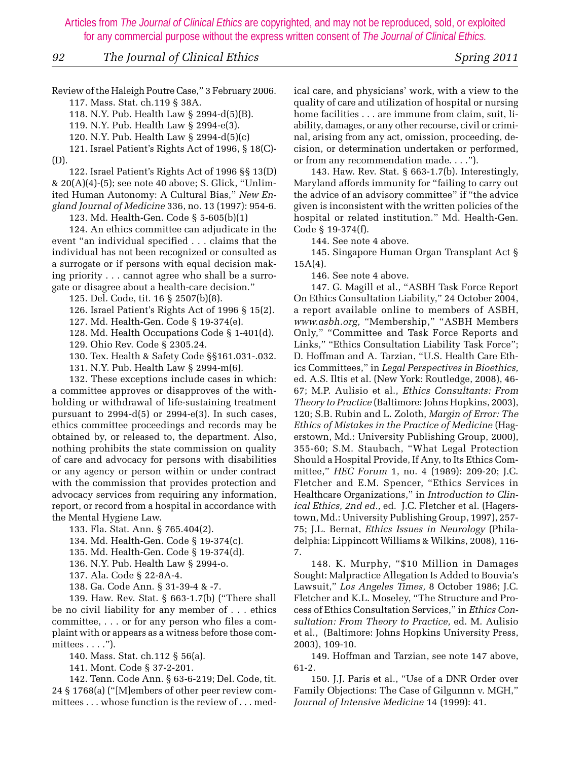Review of the Haleigh Poutre Case," 3 February 2006.

117. Mass. Stat. ch.119 § 38A.

118. N.Y. Pub. Health Law § 2994-d(5)(B).

119. N.Y. Pub. Health Law § 2994-e(3).

120. N.Y. Pub. Health Law § 2994-d(5)(c)

121. Israel Patient's Rights Act of 1996, § 18(C)-(D).

122. Israel Patient's Rights Act of 1996 §§ 13(D) & 20(A)(4)-(5); see note 40 above; S. Glick, "Unlimited Human Autonomy: A Cultural Bias," *New England Journal of Medicine* 336, no. 13 (1997): 954-6.

123. Md. Health-Gen. Code § 5-605(b)(1)

124. An ethics committee can adjudicate in the event "an individual specified . . . claims that the individual has not been recognized or consulted as a surrogate or if persons with equal decision making priority . . . cannot agree who shall be a surrogate or disagree about a health-care decision."

125. Del. Code, tit. 16 § 2507(b)(8).

126. Israel Patient's Rights Act of 1996 § 15(2).

127. Md. Health-Gen. Code § 19-374(e).

128. Md. Health Occupations Code § 1-401(d).

129. Ohio Rev. Code § 2305.24.

130. Tex. Health & Safety Code §§161.031-.032.

131. N.Y. Pub. Health Law § 2994-m(6).

132. These exceptions include cases in which: a committee approves or disapproves of the withholding or withdrawal of life-sustaining treatment pursuant to 2994-d(5) or 2994-e(3). In such cases, ethics committee proceedings and records may be obtained by, or released to, the department. Also, nothing prohibits the state commission on quality of care and advocacy for persons with disabilities or any agency or person within or under contract with the commission that provides protection and advocacy services from requiring any information, report, or record from a hospital in accordance with the Mental Hygiene Law.

133. Fla. Stat. Ann. § 765.404(2).

134. Md. Health-Gen. Code § 19-374(c).

135. Md. Health-Gen. Code § 19-374(d).

136. N.Y. Pub. Health Law § 2994-o.

137. Ala. Code § 22-8A-4.

138. Ga. Code Ann. § 31-39-4 & -7.

139. Haw. Rev. Stat. § 663-1.7(b) ("There shall be no civil liability for any member of . . . ethics committee, . . . or for any person who files a complaint with or appears as a witness before those committees . . . .").

140. Mass. Stat. ch.112 § 56(a).

141. Mont. Code § 37-2-201.

142. Tenn. Code Ann. § 63-6-219; Del. Code, tit. 24 § 1768(a) ("[M]embers of other peer review committees . . . whose function is the review of . . . medical care, and physicians' work, with a view to the quality of care and utilization of hospital or nursing home facilities . . . are immune from claim, suit, liability, damages, or any other recourse, civil or criminal, arising from any act, omission, proceeding, decision, or determination undertaken or performed, or from any recommendation made. . . .").

143. Haw. Rev. Stat. § 663-1.7(b). Interestingly, Maryland affords immunity for "failing to carry out the advice of an advisory committee" if "the advice given is inconsistent with the written policies of the hospital or related institution." Md. Health-Gen. Code § 19-374(f).

144. See note 4 above.

145. Singapore Human Organ Transplant Act § 15A(4).

146. See note 4 above.

147. G. Magill et al., "ASBH Task Force Report On Ethics Consultation Liability," 24 October 2004, a report available online to members of ASBH, *www.asbh.org,* "Membership," "ASBH Members Only," "Committee and Task Force Reports and Links," "Ethics Consultation Liability Task Force"; D. Hoffman and A. Tarzian, "U.S. Health Care Ethics Committees," in *Legal Perspectives in Bioethics,* ed. A.S. Iltis et al. (New York: Routledge, 2008), 46-67; M.P. Aulisio et al., *Ethics Consultants: From Theory to Practice* (Baltimore: Johns Hopkins, 2003), 120; S.B. Rubin and L. Zoloth, *Margin of Error: The Ethics of Mistakes in the Practice of Medicine* (Hagerstown, Md.: University Publishing Group, 2000), 355-60; S.M. Staubach, "What Legal Protection Should a Hospital Provide, If Any, to Its Ethics Committee," *HEC Forum* 1, no. 4 (1989): 209-20; J.C. Fletcher and E.M. Spencer, "Ethics Services in Healthcare Organizations," in *Introduction to Clinical Ethics, 2nd ed.,* ed. J.C. Fletcher et al. (Hagerstown, Md.: University Publishing Group, 1997), 257-75; J.L. Bernat, *Ethics Issues in Neurology* (Philadelphia: Lippincott Williams & Wilkins, 2008), 116-7.

148. K. Murphy, "$10 Million in Damages Sought: Malpractice Allegation Is Added to Bouvia's Lawsuit," *Los Angeles Times,* 8 October 1986; J.C. Fletcher and K.L. Moseley, "The Structure and Process of Ethics Consultation Services," in *Ethics Consultation: From Theory to Practice,* ed. M. Aulisio et al., (Baltimore: Johns Hopkins University Press, 2003), 109-10.

149. Hoffman and Tarzian, see note 147 above, 61-2.

150. J.J. Paris et al., "Use of a DNR Order over Family Objections: The Case of Gilgunnn v. MGH," *Journal of Intensive Medicine* 14 (1999): 41.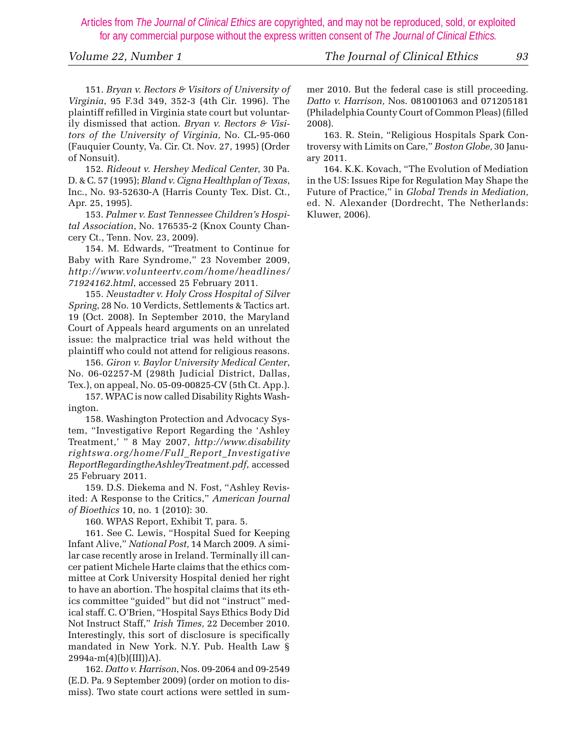151. *Bryan v. Rectors & Visitors of University of Virginia*, 95 F.3d 349, 352-3 (4th Cir. 1996). The plaintiff refilled in Virginia state court but voluntarily dismissed that action. *Bryan v. Rectors & Visitors of the University of Virginia,* No. CL-95-060 (Fauquier County, Va. Cir. Ct. Nov. 27, 1995) (Order of Nonsuit).

152. *Rideout v. Hershey Medical Center*, 30 Pa. D. & C. 57 (1995); *Bland v. Cigna Healthplan of Texas*, Inc., No. 93-52630-A (Harris County Tex. Dist. Ct., Apr. 25, 1995).

153. *Palmer v. East Tennessee Children's Hospital Association*, No. 176535-2 (Knox County Chancery Ct., Tenn. Nov. 23, 2009).

154. M. Edwards, "Treatment to Continue for Baby with Rare Syndrome," 23 November 2009, *http://www.volunteertv.com/home/headlines/71924162.html*, accessed 25 February 2011.

155. *Neustadter v. Holy Cross Hospital of Silver Spring*, 28 No. 10 Verdicts, Settlements & Tactics art. 19 (Oct. 2008). In September 2010, the Maryland Court of Appeals heard arguments on an unrelated issue: the malpractice trial was held without the plaintiff who could not attend for religious reasons.

156. *Giron v. Baylor University Medical Center*, No. 06-02257-M (298th Judicial District, Dallas, Tex.), on appeal, No. 05-09-00825-CV (5th Ct. App.).

157. WPAC is now called Disability Rights Washington.

158. Washington Protection and Advocacy System, "Investigative Report Regarding the 'Ashley Treatment,' " 8 May 2007, *http://www.disabilityrightswa.org/home/Full_Report_InvestigativeReportRegardingtheAshleyTreatment.pdf*, accessed 25 February 2011.

159. D.S. Diekema and N. Fost, "Ashley Revisited: A Response to the Critics," *American Journal of Bioethics* 10, no. 1 (2010): 30.

160. WPAS Report, Exhibit T, para. 5.

161. See C. Lewis, "Hospital Sued for Keeping Infant Alive," *National Post,* 14 March 2009. A similar case recently arose in Ireland. Terminally ill cancer patient Michele Harte claims that the ethics committee at Cork University Hospital denied her right to have an abortion. The hospital claims that its ethics committee "guided" but did not "instruct" medical staff. C. O'Brien, "Hospital Says Ethics Body Did Not Instruct Staff," *Irish Times,* 22 December 2010. Interestingly, this sort of disclosure is specifically mandated in New York. N.Y. Pub. Health Law § 2994a-m(4)(b)(III))A).

162. *Datto v. Harrison*, Nos. 09-2064 and 09-2549 (E.D. Pa. 9 September 2009) (order on motion to dismiss). Two state court actions were settled in summer 2010. But the federal case is still proceeding. *Datto v. Harrison,* Nos. 081001063 and 071205181 (Philadelphia County Court of Common Pleas) (filled 2008).

163. R. Stein, "Religious Hospitals Spark Controversy with Limits on Care," *Boston Globe,* 30 January 2011.

164. K.K. Kovach, "The Evolution of Mediation in the US: Issues Ripe for Regulation May Shape the Future of Practice," in *Global Trends in Mediation,* ed. N. Alexander (Dordrecht, The Netherlands: Kluwer, 2006).